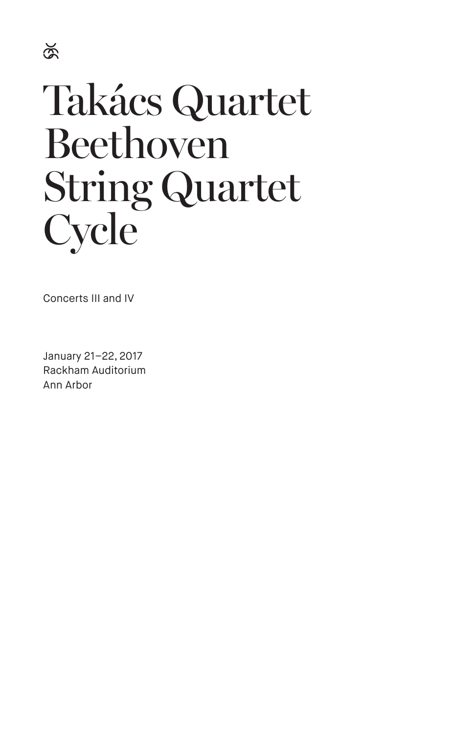# Takács Quartet Beethoven String Quartet Cycle

Concerts III and IV

January 21–22, 2017
Rackham Auditorium
Ann Arbor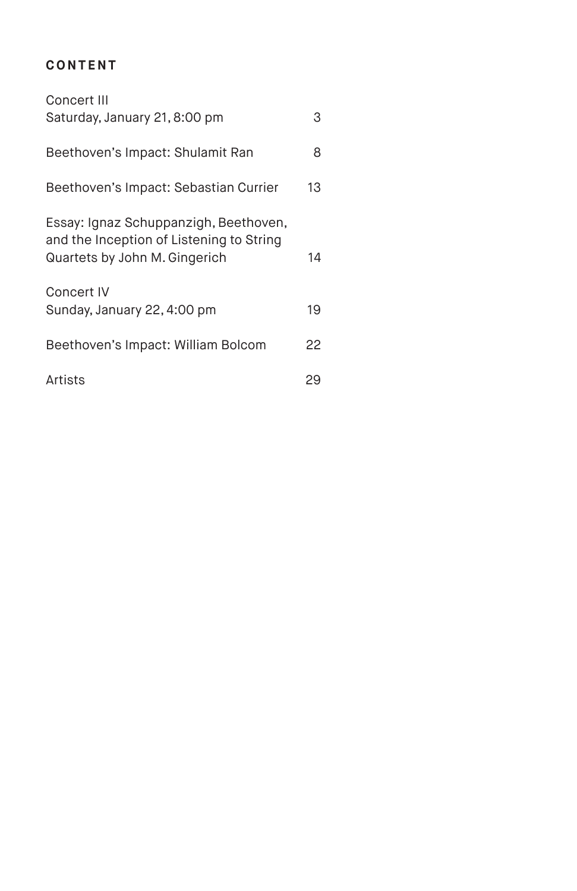## CONTENT

| | |
|---|---|
| Concert III<br>Saturday, January 21, 8:00 pm | 3 |
| Beethoven's Impact: Shulamit Ran | 8 |
| Beethoven's Impact: Sebastian Currier | 13 |
| Essay: Ignaz Schuppanzigh, Beethoven, and the Inception of Listening to String Quartets by John M. Gingerich | 14 |
| Concert IV<br>Sunday, January 22, 4:00 pm | 19 |
| Beethoven's Impact: William Bolcom | 22 |
| Artists | 29 |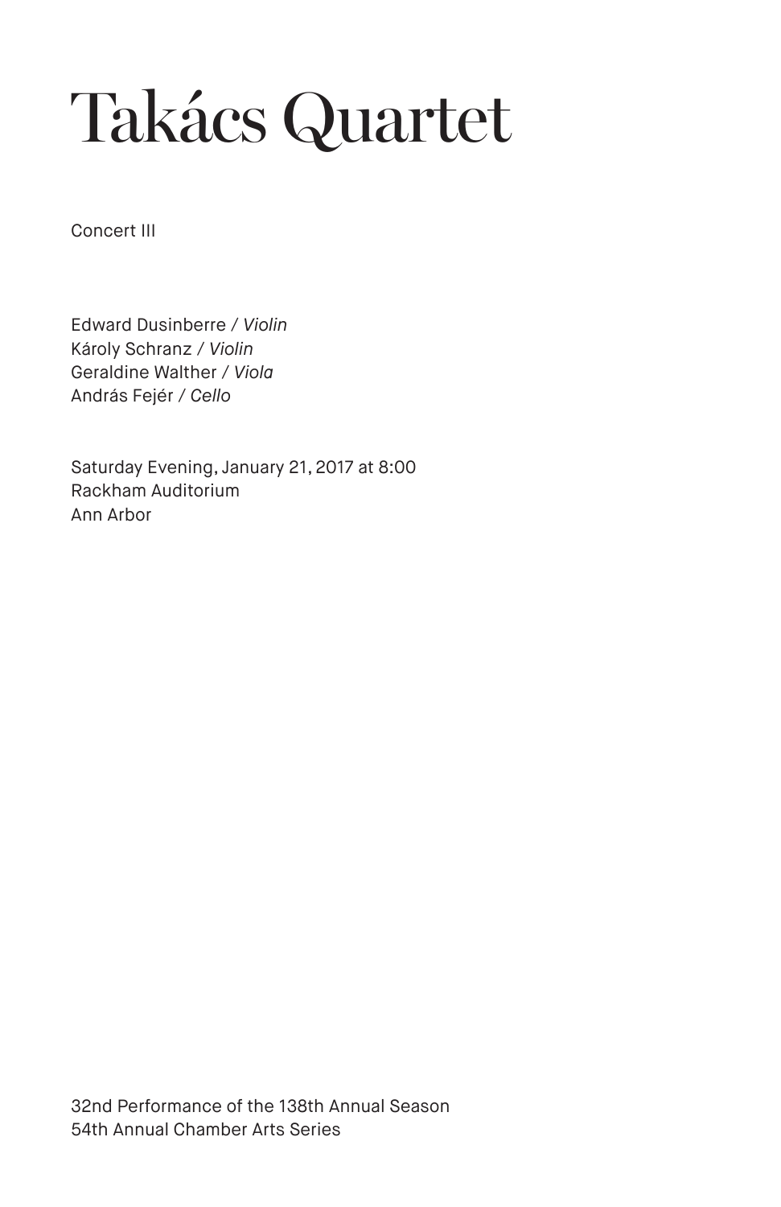# Takács Quartet

Concert III

Edward Dusinberre / *Violin*
Károly Schranz / *Violin*
Geraldine Walther / *Viola*
András Fejér / *Cello*

Saturday Evening, January 21, 2017 at 8:00
Rackham Auditorium
Ann Arbor

32nd Performance of the 138th Annual Season
54th Annual Chamber Arts Series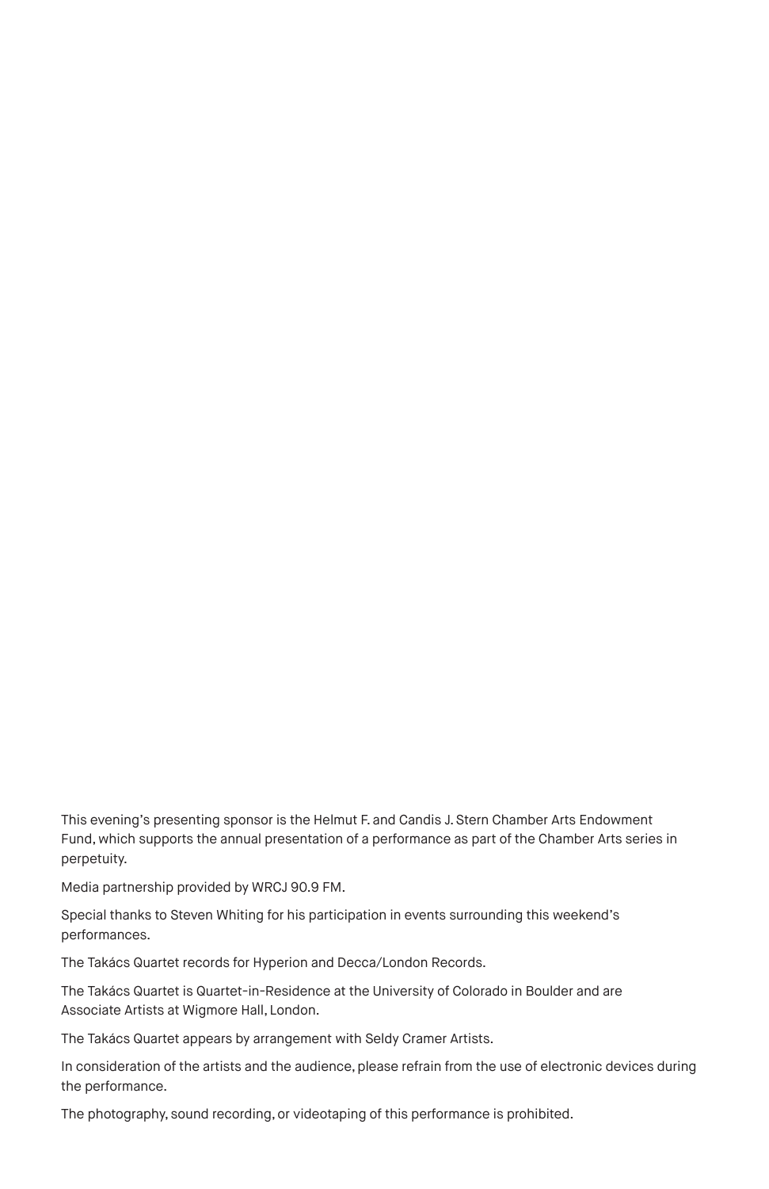This evening's presenting sponsor is the Helmut F. and Candis J. Stern Chamber Arts Endowment Fund, which supports the annual presentation of a performance as part of the Chamber Arts series in perpetuity.

Media partnership provided by WRCJ 90.9 FM.

Special thanks to Steven Whiting for his participation in events surrounding this weekend's performances.

The Takács Quartet records for Hyperion and Decca/London Records.

The Takács Quartet is Quartet-in-Residence at the University of Colorado in Boulder and are Associate Artists at Wigmore Hall, London.

The Takács Quartet appears by arrangement with Seldy Cramer Artists.

In consideration of the artists and the audience, please refrain from the use of electronic devices during the performance.

The photography, sound recording, or videotaping of this performance is prohibited.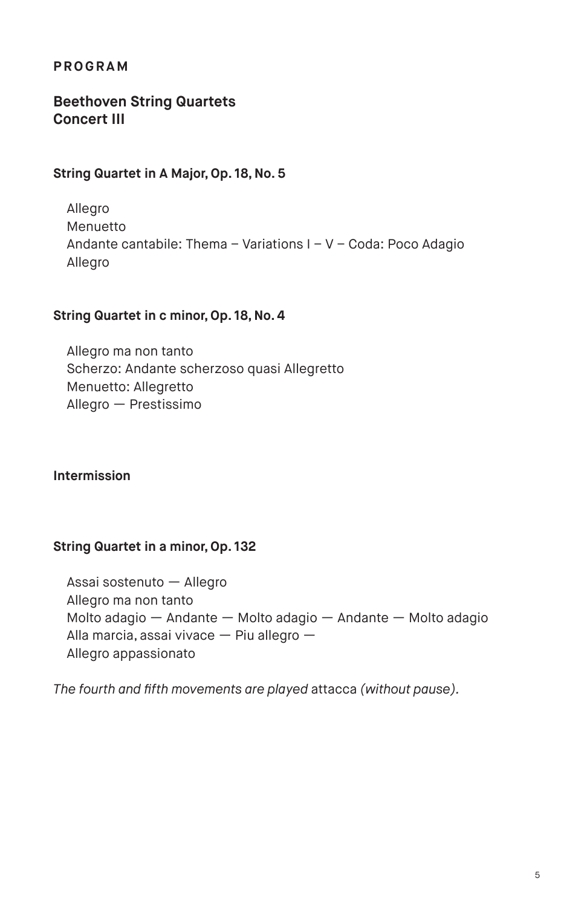## PROGRAM

### Beethoven String Quartets
### Concert III

**String Quartet in A Major, Op. 18, No. 5**

Allegro
Menuetto
Andante cantabile: Thema – Variations I – V – Coda: Poco Adagio
Allegro

**String Quartet in c minor, Op. 18, No. 4**

Allegro ma non tanto
Scherzo: Andante scherzoso quasi Allegretto
Menuetto: Allegretto
Allegro — Prestissimo

**Intermission**

**String Quartet in a minor, Op. 132**

Assai sostenuto — Allegro
Allegro ma non tanto
Molto adagio — Andante — Molto adagio — Andante — Molto adagio
Alla marcia, assai vivace — Piu allegro —
Allegro appassionato

*The fourth and fifth movements are played* attacca *(without pause).*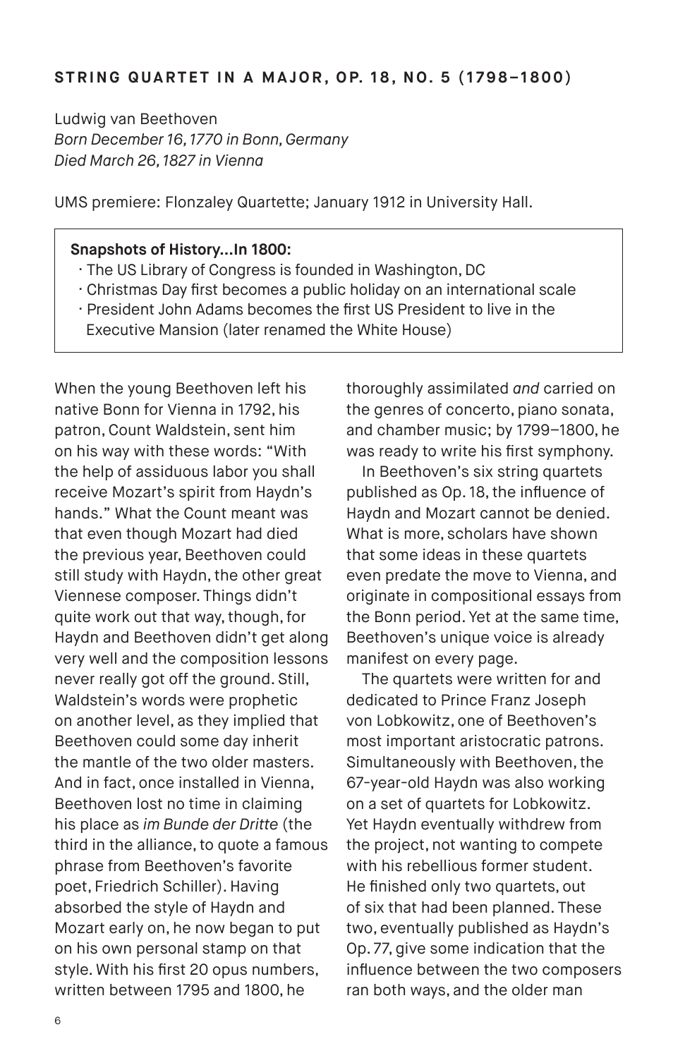## STRING QUARTET IN A MAJOR, OP. 18, NO. 5 (1798–1800)

Ludwig van Beethoven
*Born December 16, 1770 in Bonn, Germany*
*Died March 26, 1827 in Vienna*

UMS premiere: Flonzaley Quartette; January 1912 in University Hall.

> **Snapshots of History…In 1800:**
> - The US Library of Congress is founded in Washington, DC
> - Christmas Day first becomes a public holiday on an international scale
> - President John Adams becomes the first US President to live in the Executive Mansion (later renamed the White House)

When the young Beethoven left his native Bonn for Vienna in 1792, his patron, Count Waldstein, sent him on his way with these words: "With the help of assiduous labor you shall receive Mozart's spirit from Haydn's hands." What the Count meant was that even though Mozart had died the previous year, Beethoven could still study with Haydn, the other great Viennese composer. Things didn't quite work out that way, though, for Haydn and Beethoven didn't get along very well and the composition lessons never really got off the ground. Still, Waldstein's words were prophetic on another level, as they implied that Beethoven could some day inherit the mantle of the two older masters. And in fact, once installed in Vienna, Beethoven lost no time in claiming his place as *im Bunde der Dritte* (the third in the alliance, to quote a famous phrase from Beethoven's favorite poet, Friedrich Schiller). Having absorbed the style of Haydn and Mozart early on, he now began to put on his own personal stamp on that style. With his first 20 opus numbers, written between 1795 and 1800, he thoroughly assimilated *and* carried on the genres of concerto, piano sonata, and chamber music; by 1799–1800, he was ready to write his first symphony.

In Beethoven's six string quartets published as Op. 18, the influence of Haydn and Mozart cannot be denied. What is more, scholars have shown that some ideas in these quartets even predate the move to Vienna, and originate in compositional essays from the Bonn period. Yet at the same time, Beethoven's unique voice is already manifest on every page.

The quartets were written for and dedicated to Prince Franz Joseph von Lobkowitz, one of Beethoven's most important aristocratic patrons. Simultaneously with Beethoven, the 67-year-old Haydn was also working on a set of quartets for Lobkowitz. Yet Haydn eventually withdrew from the project, not wanting to compete with his rebellious former student. He finished only two quartets, out of six that had been planned. These two, eventually published as Haydn's Op. 77, give some indication that the influence between the two composers ran both ways, and the older man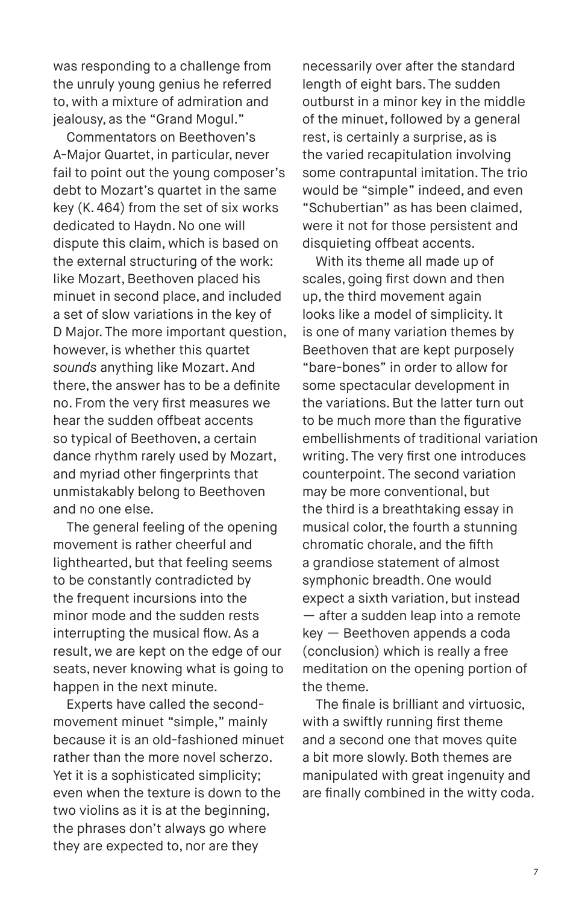was responding to a challenge from the unruly young genius he referred to, with a mixture of admiration and jealousy, as the "Grand Mogul."

Commentators on Beethoven's A-Major Quartet, in particular, never fail to point out the young composer's debt to Mozart's quartet in the same key (K. 464) from the set of six works dedicated to Haydn. No one will dispute this claim, which is based on the external structuring of the work: like Mozart, Beethoven placed his minuet in second place, and included a set of slow variations in the key of D Major. The more important question, however, is whether this quartet *sounds* anything like Mozart. And there, the answer has to be a definite no. From the very first measures we hear the sudden offbeat accents so typical of Beethoven, a certain dance rhythm rarely used by Mozart, and myriad other fingerprints that unmistakably belong to Beethoven and no one else.

The general feeling of the opening movement is rather cheerful and lighthearted, but that feeling seems to be constantly contradicted by the frequent incursions into the minor mode and the sudden rests interrupting the musical flow. As a result, we are kept on the edge of our seats, never knowing what is going to happen in the next minute.

Experts have called the second-movement minuet "simple," mainly because it is an old-fashioned minuet rather than the more novel scherzo. Yet it is a sophisticated simplicity; even when the texture is down to the two violins as it is at the beginning, the phrases don't always go where they are expected to, nor are they necessarily over after the standard length of eight bars. The sudden outburst in a minor key in the middle of the minuet, followed by a general rest, is certainly a surprise, as is the varied recapitulation involving some contrapuntal imitation. The trio would be "simple" indeed, and even "Schubertian" as has been claimed, were it not for those persistent and disquieting offbeat accents.

With its theme all made up of scales, going first down and then up, the third movement again looks like a model of simplicity. It is one of many variation themes by Beethoven that are kept purposely "bare-bones" in order to allow for some spectacular development in the variations. But the latter turn out to be much more than the figurative embellishments of traditional variation writing. The very first one introduces counterpoint. The second variation may be more conventional, but the third is a breathtaking essay in musical color, the fourth a stunning chromatic chorale, and the fifth a grandiose statement of almost symphonic breadth. One would expect a sixth variation, but instead — after a sudden leap into a remote key — Beethoven appends a coda (conclusion) which is really a free meditation on the opening portion of the theme.

The finale is brilliant and virtuosic, with a swiftly running first theme and a second one that moves quite a bit more slowly. Both themes are manipulated with great ingenuity and are finally combined in the witty coda.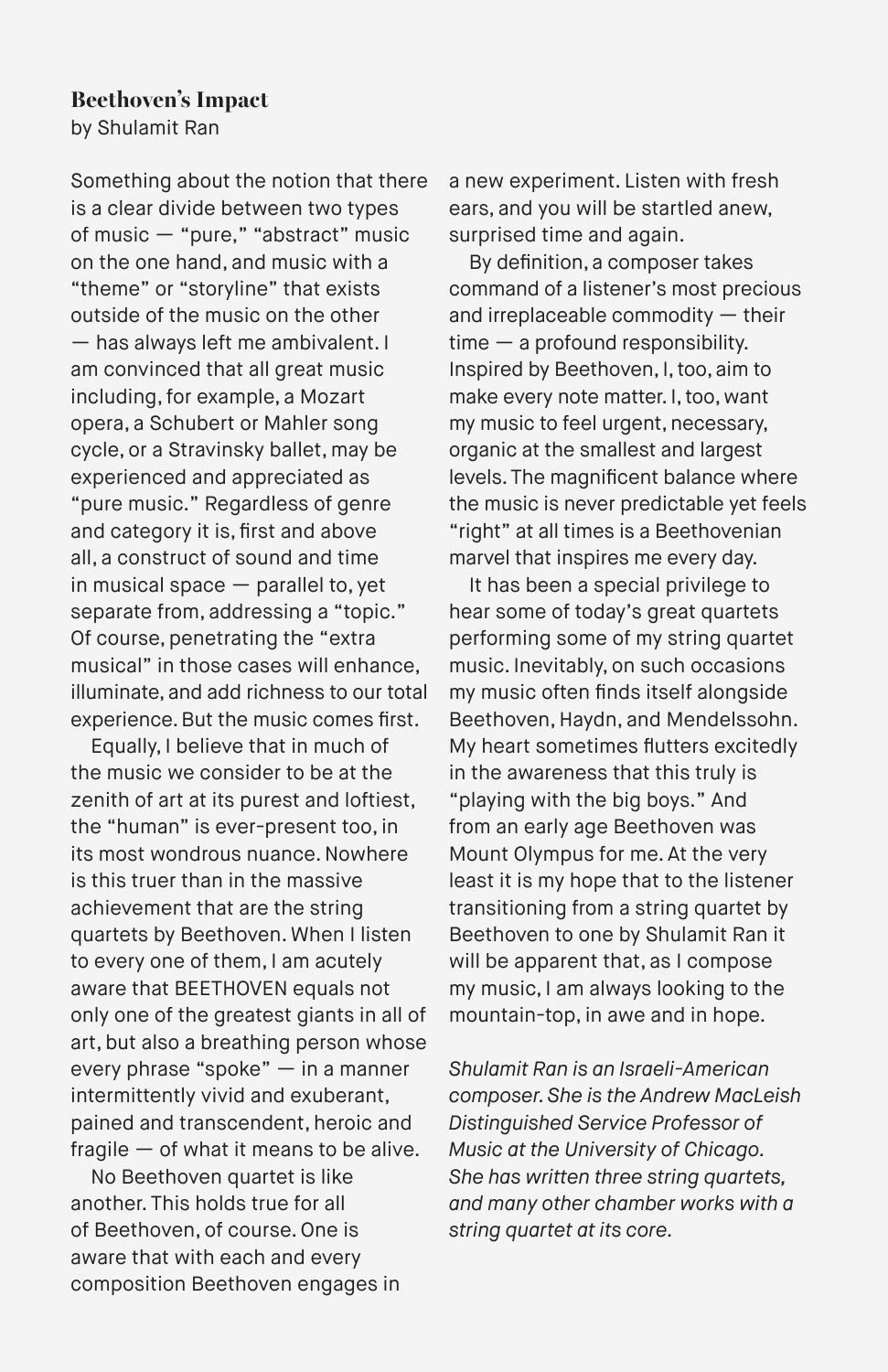## Beethoven's Impact

by Shulamit Ran

Something about the notion that there is a clear divide between two types of music — "pure," "abstract" music on the one hand, and music with a "theme" or "storyline" that exists outside of the music on the other — has always left me ambivalent. I am convinced that all great music including, for example, a Mozart opera, a Schubert or Mahler song cycle, or a Stravinsky ballet, may be experienced and appreciated as "pure music." Regardless of genre and category it is, first and above all, a construct of sound and time in musical space — parallel to, yet separate from, addressing a "topic." Of course, penetrating the "extra musical" in those cases will enhance, illuminate, and add richness to our total experience. But the music comes first.

Equally, I believe that in much of the music we consider to be at the zenith of art at its purest and loftiest, the "human" is ever-present too, in its most wondrous nuance. Nowhere is this truer than in the massive achievement that are the string quartets by Beethoven. When I listen to every one of them, I am acutely aware that BEETHOVEN equals not only one of the greatest giants in all of art, but also a breathing person whose every phrase "spoke" — in a manner intermittently vivid and exuberant, pained and transcendent, heroic and fragile — of what it means to be alive.

No Beethoven quartet is like another. This holds true for all of Beethoven, of course. One is aware that with each and every composition Beethoven engages in a new experiment. Listen with fresh ears, and you will be startled anew, surprised time and again.

By definition, a composer takes command of a listener's most precious and irreplaceable commodity — their time — a profound responsibility. Inspired by Beethoven, I, too, aim to make every note matter. I, too, want my music to feel urgent, necessary, organic at the smallest and largest levels. The magnificent balance where the music is never predictable yet feels "right" at all times is a Beethovenian marvel that inspires me every day.

It has been a special privilege to hear some of today's great quartets performing some of my string quartet music. Inevitably, on such occasions my music often finds itself alongside Beethoven, Haydn, and Mendelssohn. My heart sometimes flutters excitedly in the awareness that this truly is "playing with the big boys." And from an early age Beethoven was Mount Olympus for me. At the very least it is my hope that to the listener transitioning from a string quartet by Beethoven to one by Shulamit Ran it will be apparent that, as I compose my music, I am always looking to the mountain-top, in awe and in hope.

*Shulamit Ran is an Israeli-American composer. She is the Andrew MacLeish Distinguished Service Professor of Music at the University of Chicago. She has written three string quartets, and many other chamber works with a string quartet at its core.*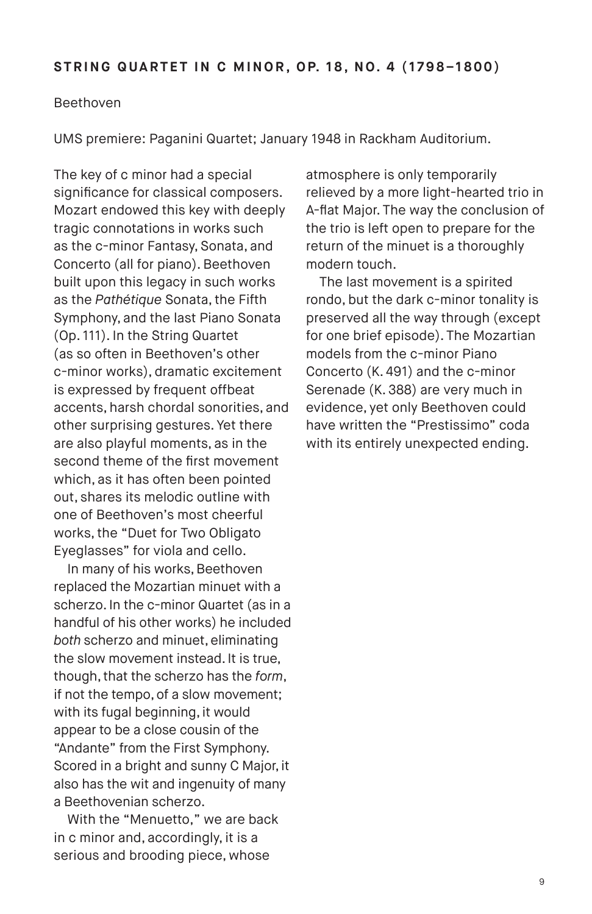## STRING QUARTET IN C MINOR, OP. 18, NO. 4 (1798–1800)

Beethoven

UMS premiere: Paganini Quartet; January 1948 in Rackham Auditorium.

The key of c minor had a special significance for classical composers. Mozart endowed this key with deeply tragic connotations in works such as the c-minor Fantasy, Sonata, and Concerto (all for piano). Beethoven built upon this legacy in such works as the *Pathétique* Sonata, the Fifth Symphony, and the last Piano Sonata (Op. 111). In the String Quartet (as so often in Beethoven's other c-minor works), dramatic excitement is expressed by frequent offbeat accents, harsh chordal sonorities, and other surprising gestures. Yet there are also playful moments, as in the second theme of the first movement which, as it has often been pointed out, shares its melodic outline with one of Beethoven's most cheerful works, the "Duet for Two Obligato Eyeglasses" for viola and cello.

In many of his works, Beethoven replaced the Mozartian minuet with a scherzo. In the c-minor Quartet (as in a handful of his other works) he included *both* scherzo and minuet, eliminating the slow movement instead. It is true, though, that the scherzo has the *form*, if not the tempo, of a slow movement; with its fugal beginning, it would appear to be a close cousin of the "Andante" from the First Symphony. Scored in a bright and sunny C Major, it also has the wit and ingenuity of many a Beethovenian scherzo.

With the "Menuetto," we are back in c minor and, accordingly, it is a serious and brooding piece, whose atmosphere is only temporarily relieved by a more light-hearted trio in A-flat Major. The way the conclusion of the trio is left open to prepare for the return of the minuet is a thoroughly modern touch.

The last movement is a spirited rondo, but the dark c-minor tonality is preserved all the way through (except for one brief episode). The Mozartian models from the c-minor Piano Concerto (K. 491) and the c-minor Serenade (K. 388) are very much in evidence, yet only Beethoven could have written the "Prestissimo" coda with its entirely unexpected ending.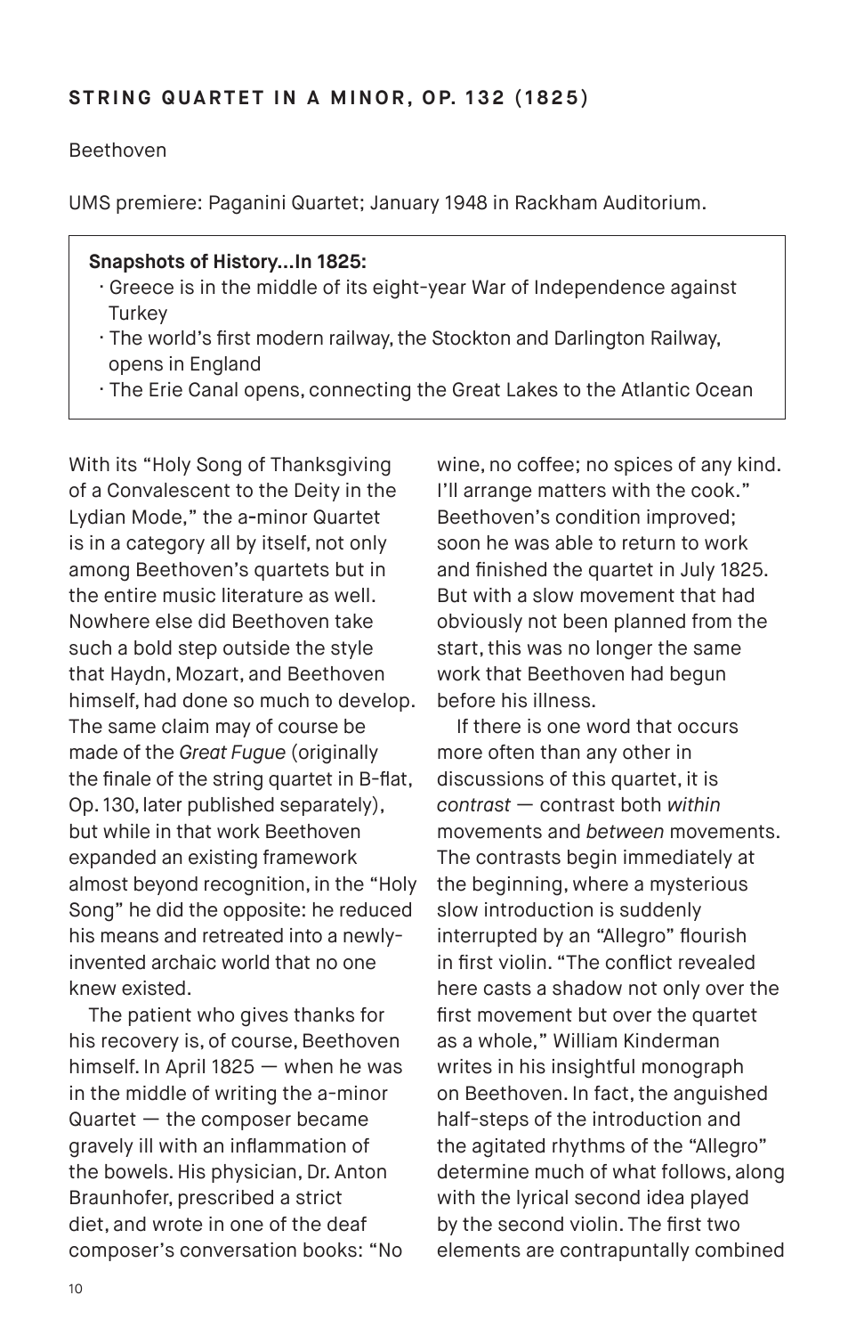## STRING QUARTET IN A MINOR, OP. 132 (1825)

Beethoven

UMS premiere: Paganini Quartet; January 1948 in Rackham Auditorium.

> **Snapshots of History...In 1825:**
> - Greece is in the middle of its eight-year War of Independence against Turkey
> - The world's first modern railway, the Stockton and Darlington Railway, opens in England
> - The Erie Canal opens, connecting the Great Lakes to the Atlantic Ocean

With its "Holy Song of Thanksgiving of a Convalescent to the Deity in the Lydian Mode," the a-minor Quartet is in a category all by itself, not only among Beethoven's quartets but in the entire music literature as well. Nowhere else did Beethoven take such a bold step outside the style that Haydn, Mozart, and Beethoven himself, had done so much to develop. The same claim may of course be made of the *Great Fugue* (originally the finale of the string quartet in B-flat, Op. 130, later published separately), but while in that work Beethoven expanded an existing framework almost beyond recognition, in the "Holy Song" he did the opposite: he reduced his means and retreated into a newly-invented archaic world that no one knew existed.

The patient who gives thanks for his recovery is, of course, Beethoven himself. In April 1825 — when he was in the middle of writing the a-minor Quartet — the composer became gravely ill with an inflammation of the bowels. His physician, Dr. Anton Braunhofer, prescribed a strict diet, and wrote in one of the deaf composer's conversation books: "No wine, no coffee; no spices of any kind. I'll arrange matters with the cook." Beethoven's condition improved; soon he was able to return to work and finished the quartet in July 1825. But with a slow movement that had obviously not been planned from the start, this was no longer the same work that Beethoven had begun before his illness.

If there is one word that occurs more often than any other in discussions of this quartet, it is *contrast* — contrast both *within* movements and *between* movements. The contrasts begin immediately at the beginning, where a mysterious slow introduction is suddenly interrupted by an "Allegro" flourish in first violin. "The conflict revealed here casts a shadow not only over the first movement but over the quartet as a whole," William Kinderman writes in his insightful monograph on Beethoven. In fact, the anguished half-steps of the introduction and the agitated rhythms of the "Allegro" determine much of what follows, along with the lyrical second idea played by the second violin. The first two elements are contrapuntally combined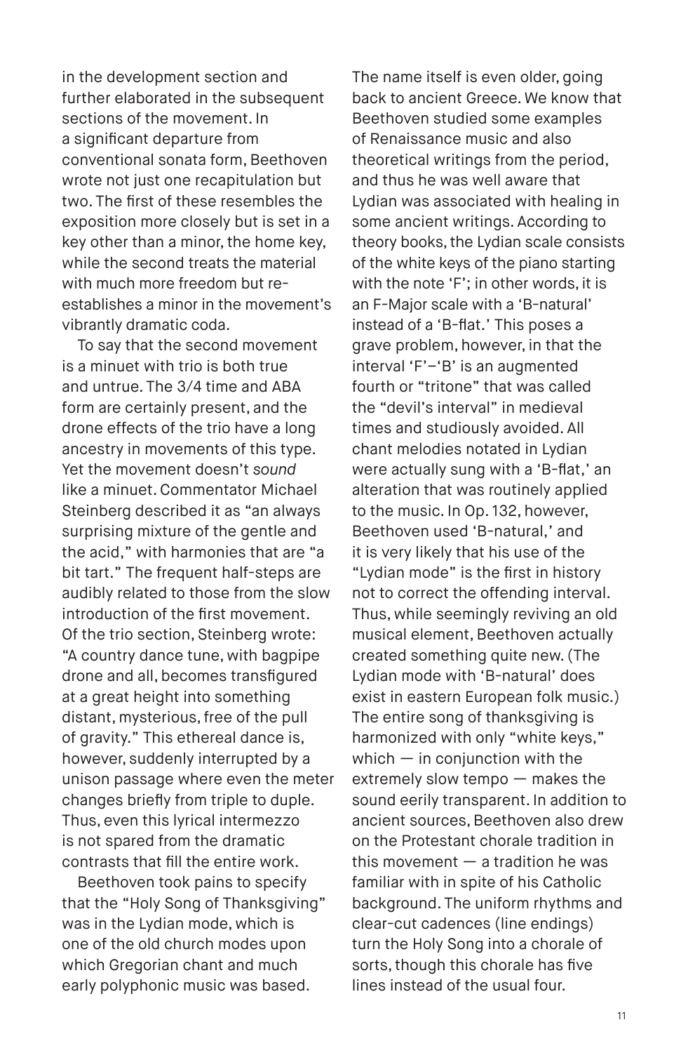in the development section and further elaborated in the subsequent sections of the movement. In a significant departure from conventional sonata form, Beethoven wrote not just one recapitulation but two. The first of these resembles the exposition more closely but is set in a key other than a minor, the home key, while the second treats the material with much more freedom but re-establishes a minor in the movement's vibrantly dramatic coda.

To say that the second movement is a minuet with trio is both true and untrue. The 3/4 time and ABA form are certainly present, and the drone effects of the trio have a long ancestry in movements of this type. Yet the movement doesn't *sound* like a minuet. Commentator Michael Steinberg described it as "an always surprising mixture of the gentle and the acid," with harmonies that are "a bit tart." The frequent half-steps are audibly related to those from the slow introduction of the first movement. Of the trio section, Steinberg wrote: "A country dance tune, with bagpipe drone and all, becomes transfigured at a great height into something distant, mysterious, free of the pull of gravity." This ethereal dance is, however, suddenly interrupted by a unison passage where even the meter changes briefly from triple to duple. Thus, even this lyrical intermezzo is not spared from the dramatic contrasts that fill the entire work.

Beethoven took pains to specify that the "Holy Song of Thanksgiving" was in the Lydian mode, which is one of the old church modes upon which Gregorian chant and much early polyphonic music was based. The name itself is even older, going back to ancient Greece. We know that Beethoven studied some examples of Renaissance music and also theoretical writings from the period, and thus he was well aware that Lydian was associated with healing in some ancient writings. According to theory books, the Lydian scale consists of the white keys of the piano starting with the note 'F'; in other words, it is an F-Major scale with a 'B-natural' instead of a 'B-flat.' This poses a grave problem, however, in that the interval 'F'–'B' is an augmented fourth or "tritone" that was called the "devil's interval" in medieval times and studiously avoided. All chant melodies notated in Lydian were actually sung with a 'B-flat,' an alteration that was routinely applied to the music. In Op. 132, however, Beethoven used 'B-natural,' and it is very likely that his use of the "Lydian mode" is the first in history not to correct the offending interval. Thus, while seemingly reviving an old musical element, Beethoven actually created something quite new. (The Lydian mode with 'B-natural' does exist in eastern European folk music.) The entire song of thanksgiving is harmonized with only "white keys," which — in conjunction with the extremely slow tempo — makes the sound eerily transparent. In addition to ancient sources, Beethoven also drew on the Protestant chorale tradition in this movement — a tradition he was familiar with in spite of his Catholic background. The uniform rhythms and clear-cut cadences (line endings) turn the Holy Song into a chorale of sorts, though this chorale has five lines instead of the usual four.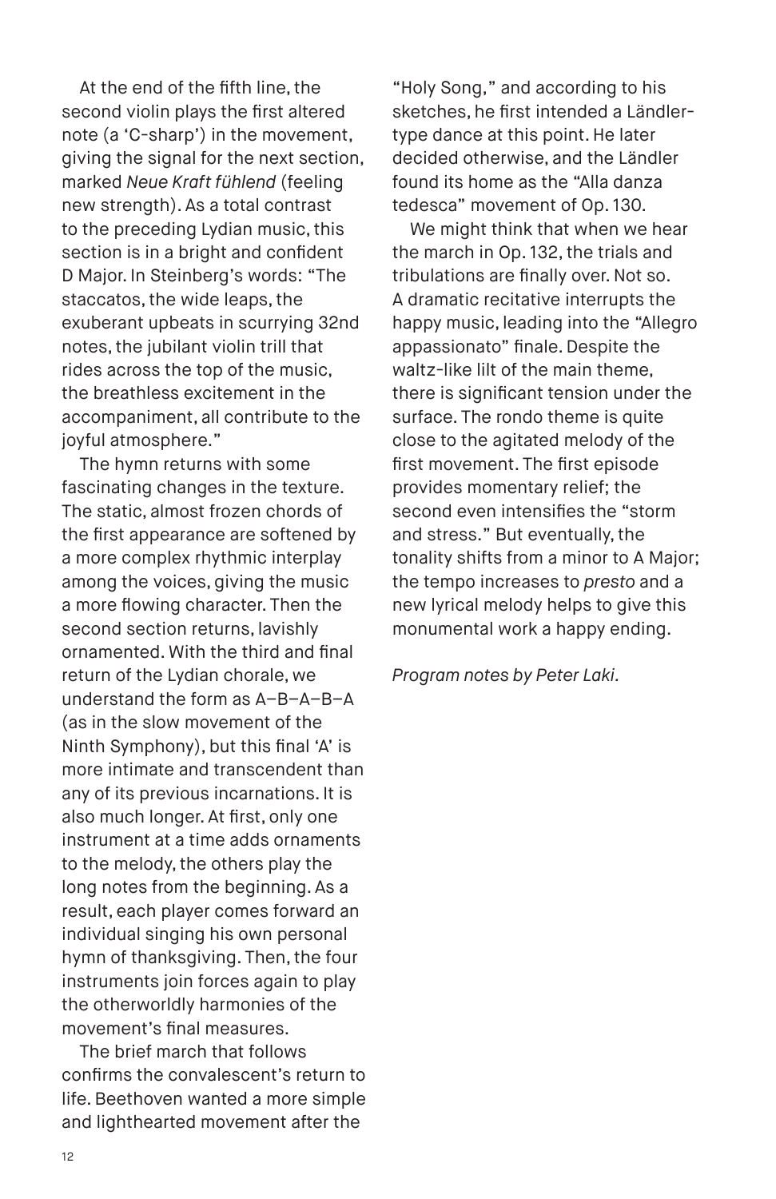At the end of the fifth line, the second violin plays the first altered note (a 'C-sharp') in the movement, giving the signal for the next section, marked *Neue Kraft fühlend* (feeling new strength). As a total contrast to the preceding Lydian music, this section is in a bright and confident D Major. In Steinberg's words: "The staccatos, the wide leaps, the exuberant upbeats in scurrying 32nd notes, the jubilant violin trill that rides across the top of the music, the breathless excitement in the accompaniment, all contribute to the joyful atmosphere."

The hymn returns with some fascinating changes in the texture. The static, almost frozen chords of the first appearance are softened by a more complex rhythmic interplay among the voices, giving the music a more flowing character. Then the second section returns, lavishly ornamented. With the third and final return of the Lydian chorale, we understand the form as A–B–A–B–A (as in the slow movement of the Ninth Symphony), but this final 'A' is more intimate and transcendent than any of its previous incarnations. It is also much longer. At first, only one instrument at a time adds ornaments to the melody, the others play the long notes from the beginning. As a result, each player comes forward an individual singing his own personal hymn of thanksgiving. Then, the four instruments join forces again to play the otherworldly harmonies of the movement's final measures.

The brief march that follows confirms the convalescent's return to life. Beethoven wanted a more simple and lighthearted movement after the "Holy Song," and according to his sketches, he first intended a Ländler-type dance at this point. He later decided otherwise, and the Ländler found its home as the "Alla danza tedesca" movement of Op. 130.

We might think that when we hear the march in Op. 132, the trials and tribulations are finally over. Not so. A dramatic recitative interrupts the happy music, leading into the "Allegro appassionato" finale. Despite the waltz-like lilt of the main theme, there is significant tension under the surface. The rondo theme is quite close to the agitated melody of the first movement. The first episode provides momentary relief; the second even intensifies the "storm and stress." But eventually, the tonality shifts from a minor to A Major; the tempo increases to *presto* and a new lyrical melody helps to give this monumental work a happy ending.

*Program notes by Peter Laki.*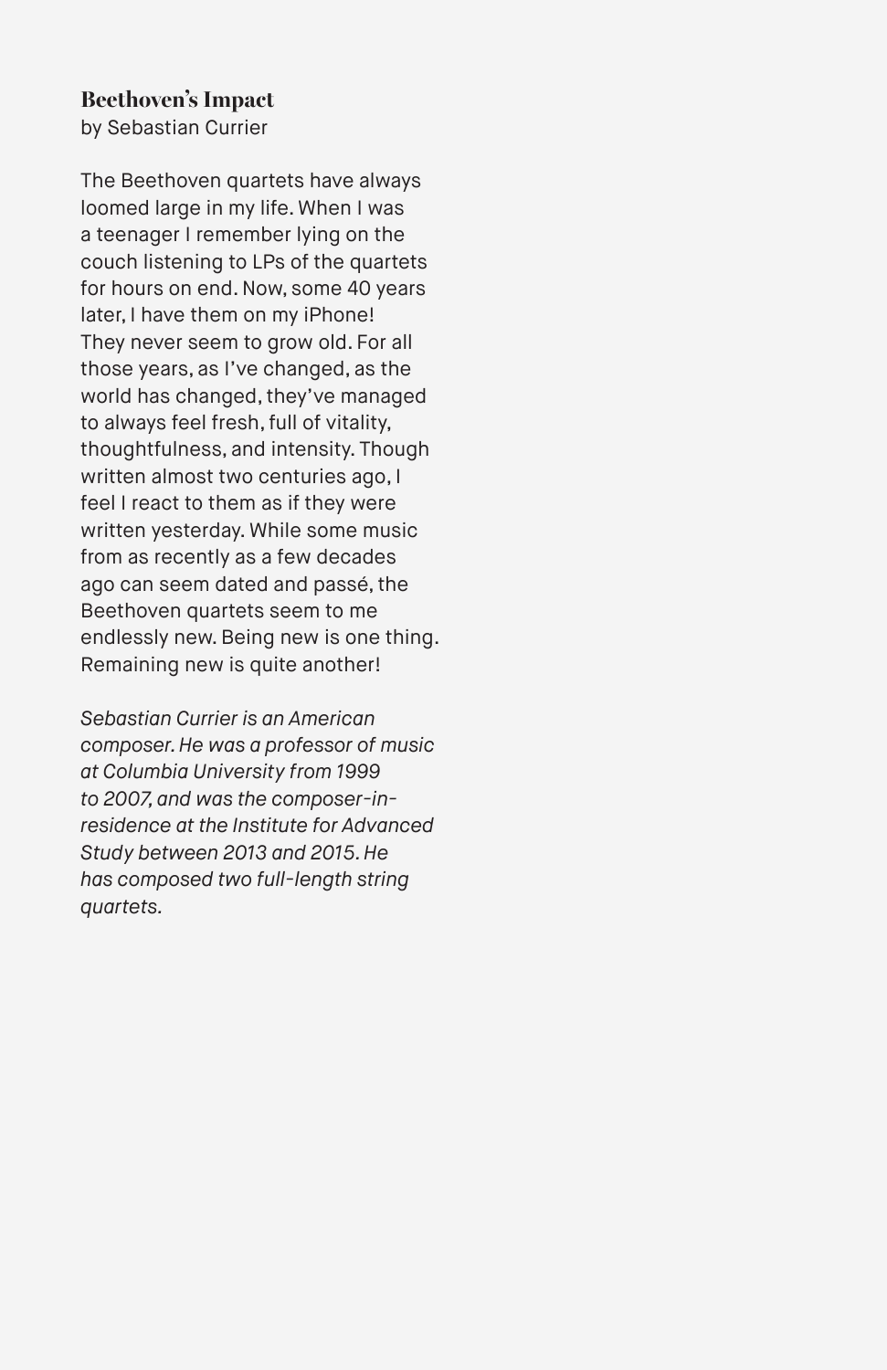## Beethoven's Impact

by Sebastian Currier

The Beethoven quartets have always loomed large in my life. When I was a teenager I remember lying on the couch listening to LPs of the quartets for hours on end. Now, some 40 years later, I have them on my iPhone! They never seem to grow old. For all those years, as I've changed, as the world has changed, they've managed to always feel fresh, full of vitality, thoughtfulness, and intensity. Though written almost two centuries ago, I feel I react to them as if they were written yesterday. While some music from as recently as a few decades ago can seem dated and passé, the Beethoven quartets seem to me endlessly new. Being new is one thing. Remaining new is quite another!

*Sebastian Currier is an American composer. He was a professor of music at Columbia University from 1999 to 2007, and was the composer-in-residence at the Institute for Advanced Study between 2013 and 2015. He has composed two full-length string quartets.*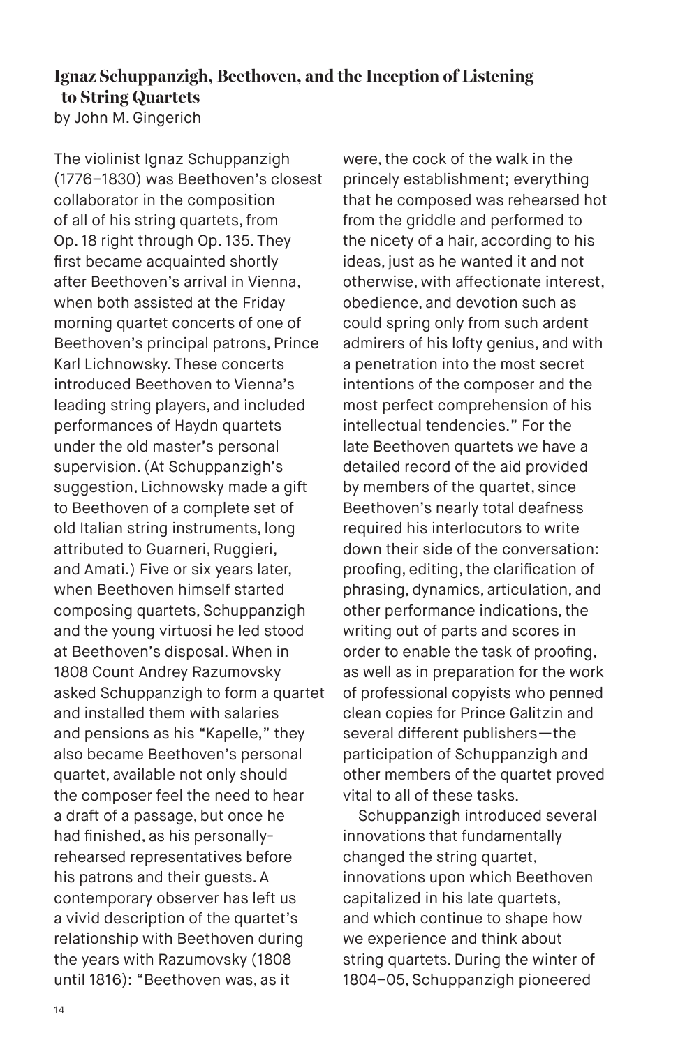### Ignaz Schuppanzigh, Beethoven, and the Inception of Listening to String Quartets

by John M. Gingerich

The violinist Ignaz Schuppanzigh (1776–1830) was Beethoven's closest collaborator in the composition of all of his string quartets, from Op. 18 right through Op. 135. They first became acquainted shortly after Beethoven's arrival in Vienna, when both assisted at the Friday morning quartet concerts of one of Beethoven's principal patrons, Prince Karl Lichnowsky. These concerts introduced Beethoven to Vienna's leading string players, and included performances of Haydn quartets under the old master's personal supervision. (At Schuppanzigh's suggestion, Lichnowsky made a gift to Beethoven of a complete set of old Italian string instruments, long attributed to Guarneri, Ruggieri, and Amati.) Five or six years later, when Beethoven himself started composing quartets, Schuppanzigh and the young virtuosi he led stood at Beethoven's disposal. When in 1808 Count Andrey Razumovsky asked Schuppanzigh to form a quartet and installed them with salaries and pensions as his "Kapelle," they also became Beethoven's personal quartet, available not only should the composer feel the need to hear a draft of a passage, but once he had finished, as his personally-rehearsed representatives before his patrons and their guests. A contemporary observer has left us a vivid description of the quartet's relationship with Beethoven during the years with Razumovsky (1808 until 1816): "Beethoven was, as it were, the cock of the walk in the princely establishment; everything that he composed was rehearsed hot from the griddle and performed to the nicety of a hair, according to his ideas, just as he wanted it and not otherwise, with affectionate interest, obedience, and devotion such as could spring only from such ardent admirers of his lofty genius, and with a penetration into the most secret intentions of the composer and the most perfect comprehension of his intellectual tendencies." For the late Beethoven quartets we have a detailed record of the aid provided by members of the quartet, since Beethoven's nearly total deafness required his interlocutors to write down their side of the conversation: proofing, editing, the clarification of phrasing, dynamics, articulation, and other performance indications, the writing out of parts and scores in order to enable the task of proofing, as well as in preparation for the work of professional copyists who penned clean copies for Prince Galitzin and several different publishers—the participation of Schuppanzigh and other members of the quartet proved vital to all of these tasks.

Schuppanzigh introduced several innovations that fundamentally changed the string quartet, innovations upon which Beethoven capitalized in his late quartets, and which continue to shape how we experience and think about string quartets. During the winter of 1804–05, Schuppanzigh pioneered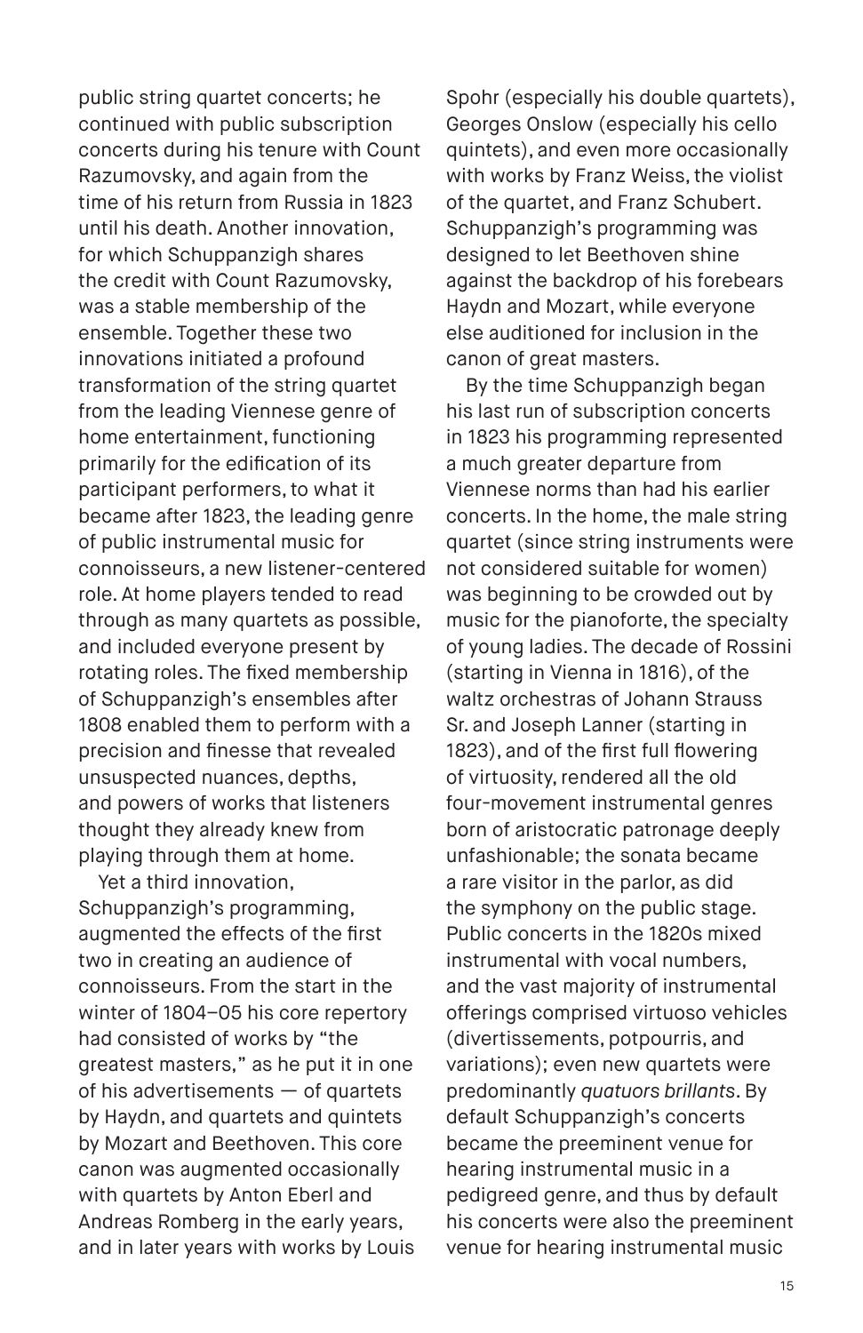public string quartet concerts; he continued with public subscription concerts during his tenure with Count Razumovsky, and again from the time of his return from Russia in 1823 until his death. Another innovation, for which Schuppanzigh shares the credit with Count Razumovsky, was a stable membership of the ensemble. Together these two innovations initiated a profound transformation of the string quartet from the leading Viennese genre of home entertainment, functioning primarily for the edification of its participant performers, to what it became after 1823, the leading genre of public instrumental music for connoisseurs, a new listener-centered role. At home players tended to read through as many quartets as possible, and included everyone present by rotating roles. The fixed membership of Schuppanzigh's ensembles after 1808 enabled them to perform with a precision and finesse that revealed unsuspected nuances, depths, and powers of works that listeners thought they already knew from playing through them at home.

Yet a third innovation, Schuppanzigh's programming, augmented the effects of the first two in creating an audience of connoisseurs. From the start in the winter of 1804–05 his core repertory had consisted of works by "the greatest masters," as he put it in one of his advertisements — of quartets by Haydn, and quartets and quintets by Mozart and Beethoven. This core canon was augmented occasionally with quartets by Anton Eberl and Andreas Romberg in the early years, and in later years with works by Louis Spohr (especially his double quartets), Georges Onslow (especially his cello quintets), and even more occasionally with works by Franz Weiss, the violist of the quartet, and Franz Schubert. Schuppanzigh's programming was designed to let Beethoven shine against the backdrop of his forebears Haydn and Mozart, while everyone else auditioned for inclusion in the canon of great masters.

By the time Schuppanzigh began his last run of subscription concerts in 1823 his programming represented a much greater departure from Viennese norms than had his earlier concerts. In the home, the male string quartet (since string instruments were not considered suitable for women) was beginning to be crowded out by music for the pianoforte, the specialty of young ladies. The decade of Rossini (starting in Vienna in 1816), of the waltz orchestras of Johann Strauss Sr. and Joseph Lanner (starting in 1823), and of the first full flowering of virtuosity, rendered all the old four-movement instrumental genres born of aristocratic patronage deeply unfashionable; the sonata became a rare visitor in the parlor, as did the symphony on the public stage. Public concerts in the 1820s mixed instrumental with vocal numbers, and the vast majority of instrumental offerings comprised virtuoso vehicles (divertissements, potpourris, and variations); even new quartets were predominantly *quatuors brillants*. By default Schuppanzigh's concerts became the preeminent venue for hearing instrumental music in a pedigreed genre, and thus by default his concerts were also the preeminent venue for hearing instrumental music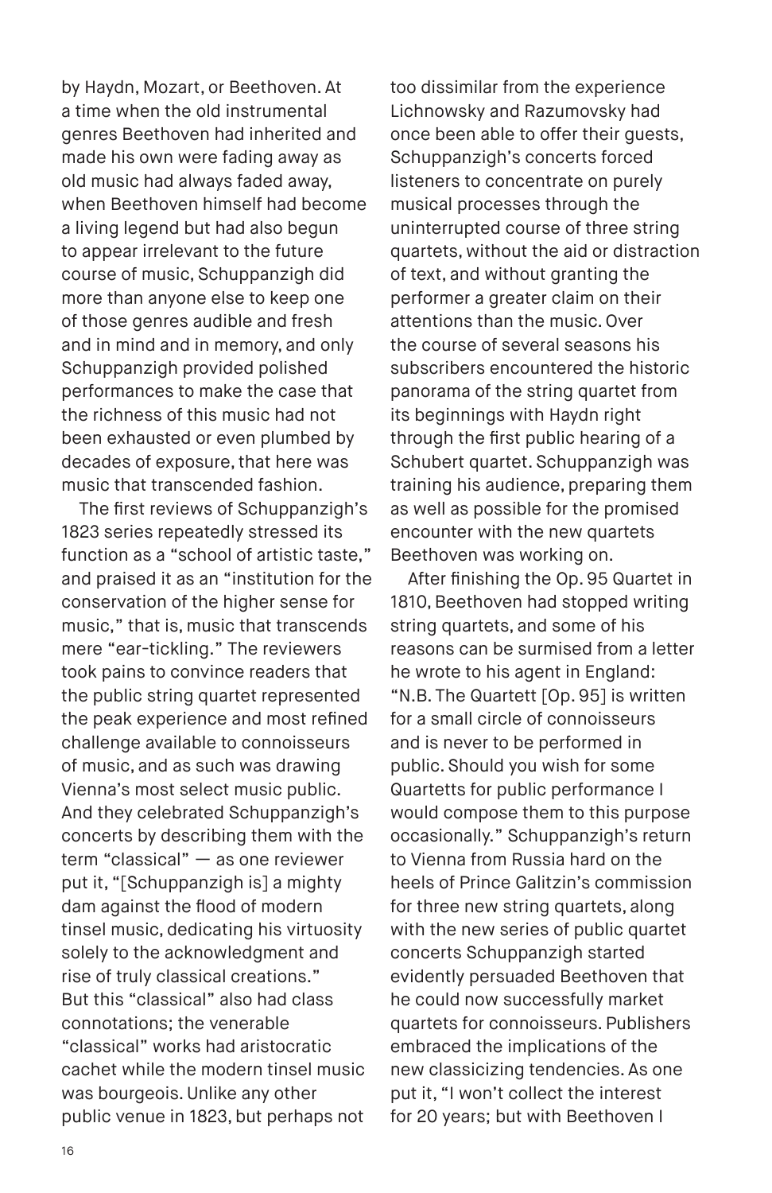by Haydn, Mozart, or Beethoven. At a time when the old instrumental genres Beethoven had inherited and made his own were fading away as old music had always faded away, when Beethoven himself had become a living legend but had also begun to appear irrelevant to the future course of music, Schuppanzigh did more than anyone else to keep one of those genres audible and fresh and in mind and in memory, and only Schuppanzigh provided polished performances to make the case that the richness of this music had not been exhausted or even plumbed by decades of exposure, that here was music that transcended fashion.

The first reviews of Schuppanzigh's 1823 series repeatedly stressed its function as a "school of artistic taste," and praised it as an "institution for the conservation of the higher sense for music," that is, music that transcends mere "ear-tickling." The reviewers took pains to convince readers that the public string quartet represented the peak experience and most refined challenge available to connoisseurs of music, and as such was drawing Vienna's most select music public. And they celebrated Schuppanzigh's concerts by describing them with the term "classical" — as one reviewer put it, "[Schuppanzigh is] a mighty dam against the flood of modern tinsel music, dedicating his virtuosity solely to the acknowledgment and rise of truly classical creations." But this "classical" also had class connotations; the venerable "classical" works had aristocratic cachet while the modern tinsel music was bourgeois. Unlike any other public venue in 1823, but perhaps not too dissimilar from the experience Lichnowsky and Razumovsky had once been able to offer their guests, Schuppanzigh's concerts forced listeners to concentrate on purely musical processes through the uninterrupted course of three string quartets, without the aid or distraction of text, and without granting the performer a greater claim on their attentions than the music. Over the course of several seasons his subscribers encountered the historic panorama of the string quartet from its beginnings with Haydn right through the first public hearing of a Schubert quartet. Schuppanzigh was training his audience, preparing them as well as possible for the promised encounter with the new quartets Beethoven was working on.

After finishing the Op. 95 Quartet in 1810, Beethoven had stopped writing string quartets, and some of his reasons can be surmised from a letter he wrote to his agent in England: "N.B. The Quartett [Op. 95] is written for a small circle of connoisseurs and is never to be performed in public. Should you wish for some Quartetts for public performance I would compose them to this purpose occasionally." Schuppanzigh's return to Vienna from Russia hard on the heels of Prince Galitzin's commission for three new string quartets, along with the new series of public quartet concerts Schuppanzigh started evidently persuaded Beethoven that he could now successfully market quartets for connoisseurs. Publishers embraced the implications of the new classicizing tendencies. As one put it, "I won't collect the interest for 20 years; but with Beethoven I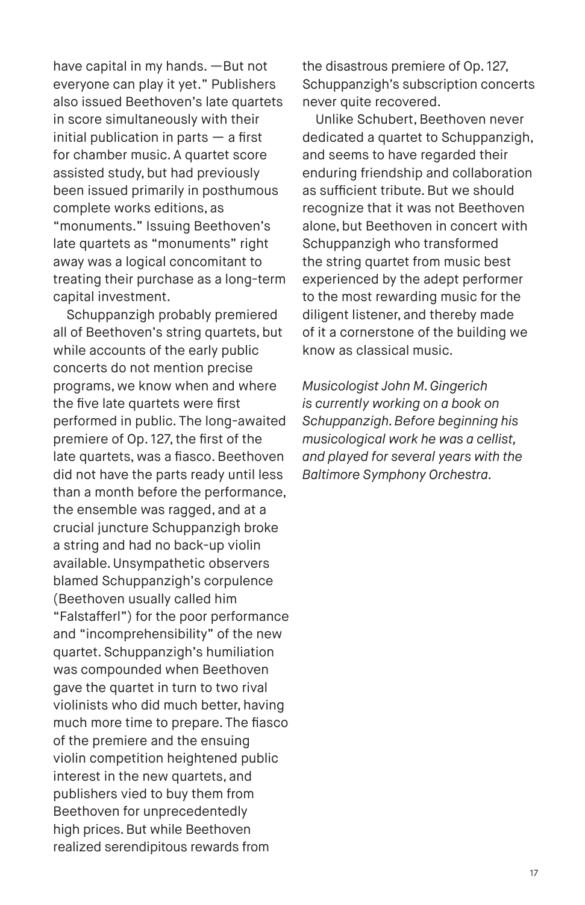have capital in my hands. —But not everyone can play it yet." Publishers also issued Beethoven's late quartets in score simultaneously with their initial publication in parts — a first for chamber music. A quartet score assisted study, but had previously been issued primarily in posthumous complete works editions, as "monuments." Issuing Beethoven's late quartets as "monuments" right away was a logical concomitant to treating their purchase as a long-term capital investment.

Schuppanzigh probably premiered all of Beethoven's string quartets, but while accounts of the early public concerts do not mention precise programs, we know when and where the five late quartets were first performed in public. The long-awaited premiere of Op. 127, the first of the late quartets, was a fiasco. Beethoven did not have the parts ready until less than a month before the performance, the ensemble was ragged, and at a crucial juncture Schuppanzigh broke a string and had no back-up violin available. Unsympathetic observers blamed Schuppanzigh's corpulence (Beethoven usually called him "Falstafferl") for the poor performance and "incomprehensibility" of the new quartet. Schuppanzigh's humiliation was compounded when Beethoven gave the quartet in turn to two rival violinists who did much better, having much more time to prepare. The fiasco of the premiere and the ensuing violin competition heightened public interest in the new quartets, and publishers vied to buy them from Beethoven for unprecedentedly high prices. But while Beethoven realized serendipitous rewards from the disastrous premiere of Op. 127, Schuppanzigh's subscription concerts never quite recovered.

Unlike Schubert, Beethoven never dedicated a quartet to Schuppanzigh, and seems to have regarded their enduring friendship and collaboration as sufficient tribute. But we should recognize that it was not Beethoven alone, but Beethoven in concert with Schuppanzigh who transformed the string quartet from music best experienced by the adept performer to the most rewarding music for the diligent listener, and thereby made of it a cornerstone of the building we know as classical music.

*Musicologist John M. Gingerich is currently working on a book on Schuppanzigh. Before beginning his musicological work he was a cellist, and played for several years with the Baltimore Symphony Orchestra.*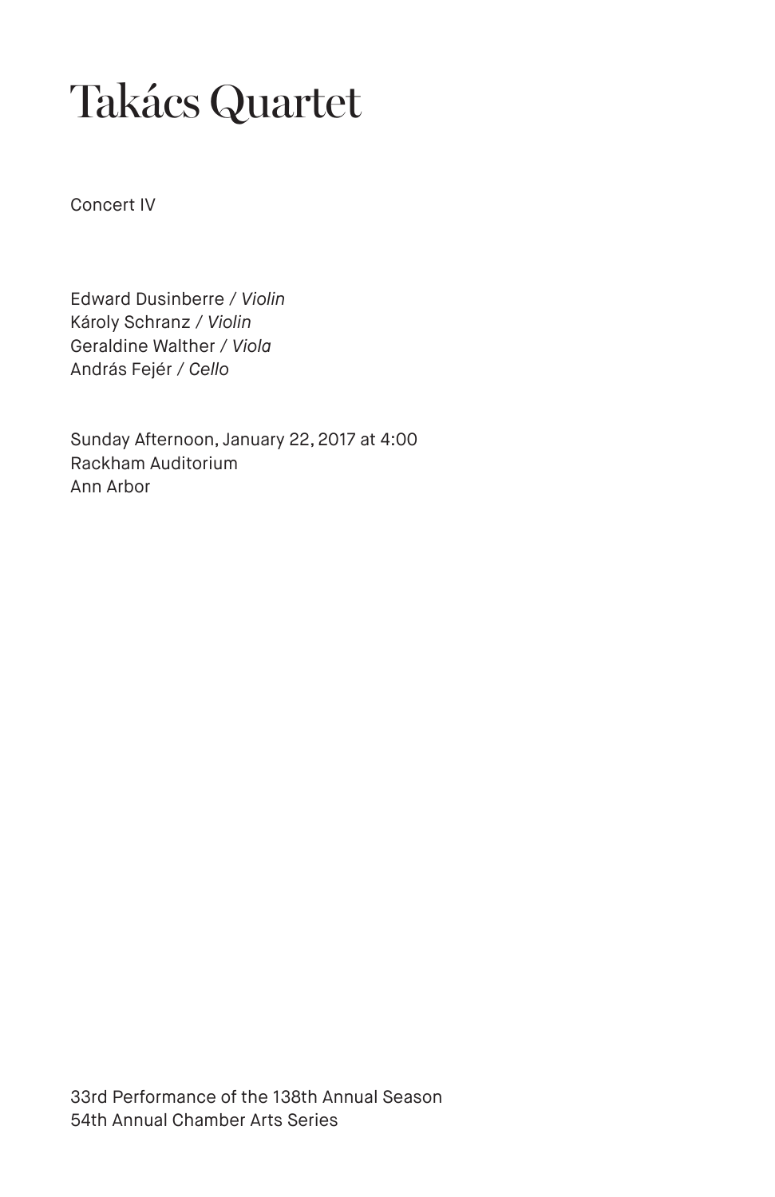# Takács Quartet

Concert IV

Edward Dusinberre / *Violin*
Károly Schranz / *Violin*
Geraldine Walther / *Viola*
András Fejér / *Cello*

Sunday Afternoon, January 22, 2017 at 4:00
Rackham Auditorium
Ann Arbor

33rd Performance of the 138th Annual Season
54th Annual Chamber Arts Series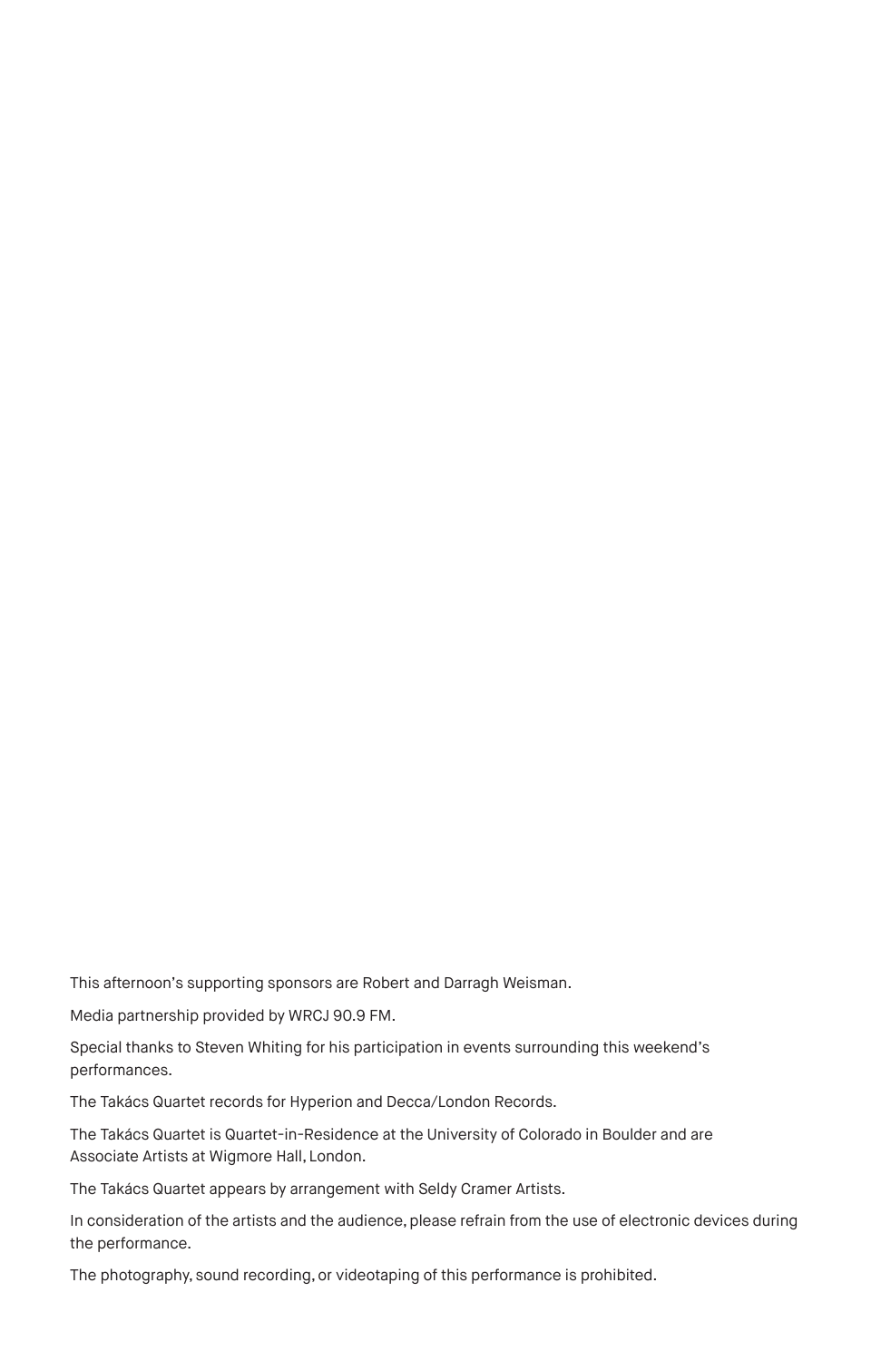This afternoon's supporting sponsors are Robert and Darragh Weisman.

Media partnership provided by WRCJ 90.9 FM.

Special thanks to Steven Whiting for his participation in events surrounding this weekend's performances.

The Takács Quartet records for Hyperion and Decca/London Records.

The Takács Quartet is Quartet-in-Residence at the University of Colorado in Boulder and are Associate Artists at Wigmore Hall, London.

The Takács Quartet appears by arrangement with Seldy Cramer Artists.

In consideration of the artists and the audience, please refrain from the use of electronic devices during the performance.

The photography, sound recording, or videotaping of this performance is prohibited.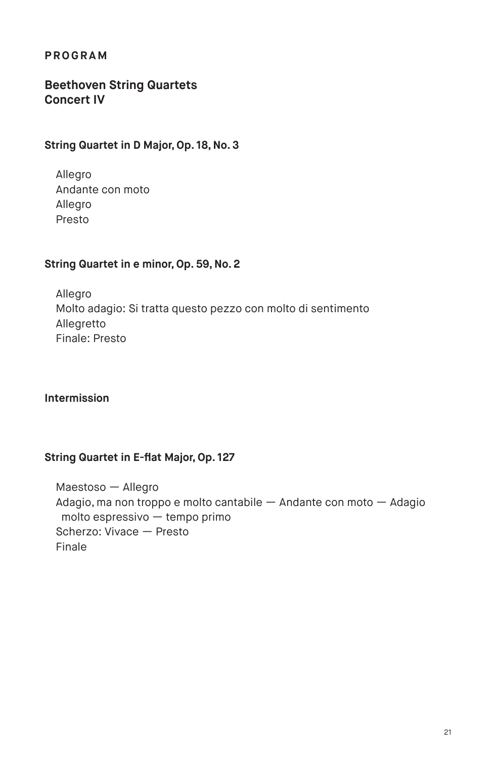## PROGRAM

### Beethoven String Quartets
### Concert IV

**String Quartet in D Major, Op. 18, No. 3**

Allegro
Andante con moto
Allegro
Presto

**String Quartet in e minor, Op. 59, No. 2**

Allegro
Molto adagio: Si tratta questo pezzo con molto di sentimento
Allegretto
Finale: Presto

**Intermission**

**String Quartet in E-flat Major, Op. 127**

Maestoso — Allegro
Adagio, ma non troppo e molto cantabile — Andante con moto — Adagio molto espressivo — tempo primo
Scherzo: Vivace — Presto
Finale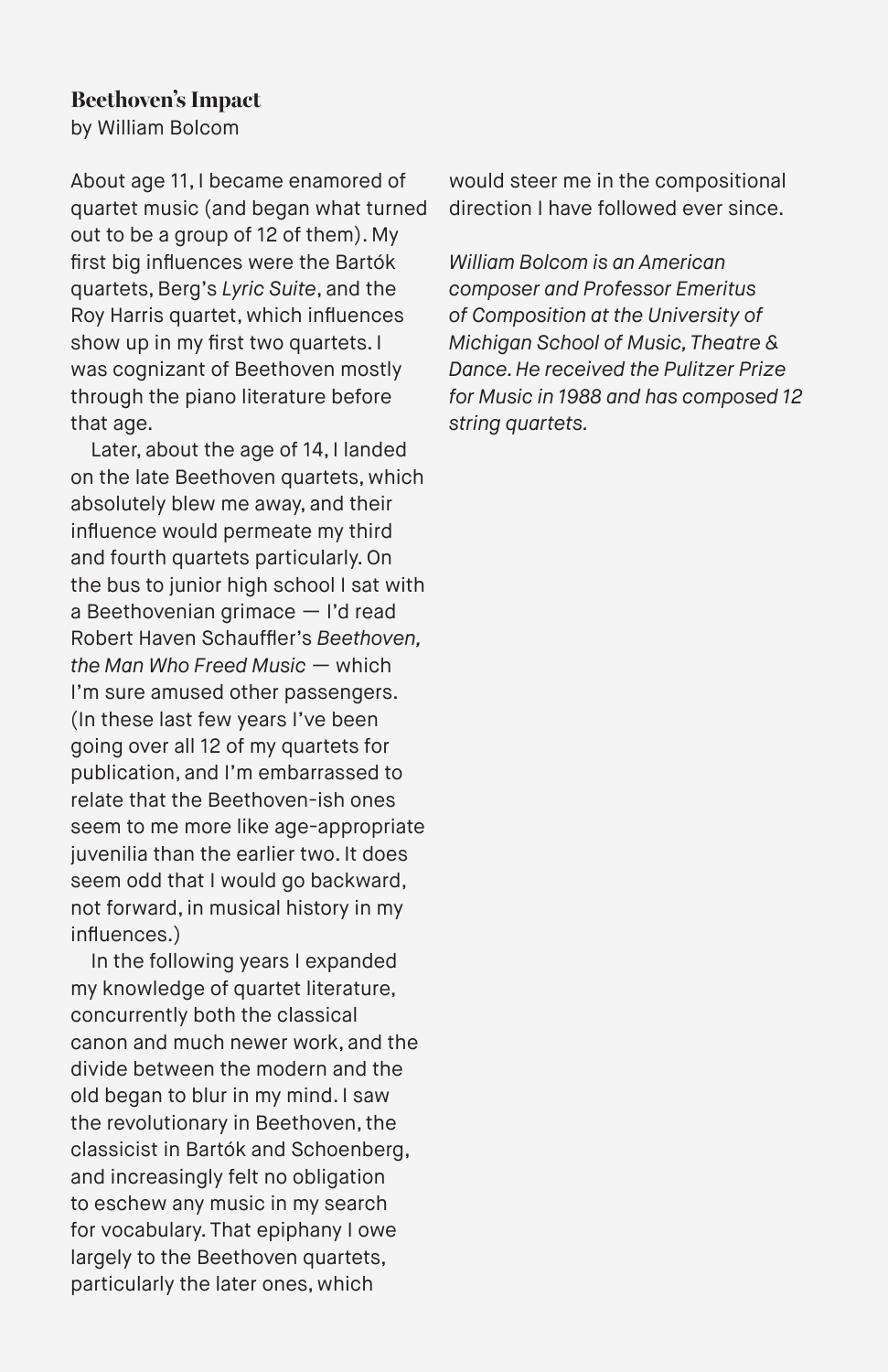### Beethoven's Impact

by William Bolcom

About age 11, I became enamored of quartet music (and began what turned out to be a group of 12 of them). My first big influences were the Bartók quartets, Berg's *Lyric Suite*, and the Roy Harris quartet, which influences show up in my first two quartets. I was cognizant of Beethoven mostly through the piano literature before that age.

Later, about the age of 14, I landed on the late Beethoven quartets, which absolutely blew me away, and their influence would permeate my third and fourth quartets particularly. On the bus to junior high school I sat with a Beethovenian grimace — I'd read Robert Haven Schauffler's *Beethoven, the Man Who Freed Music* — which I'm sure amused other passengers. (In these last few years I've been going over all 12 of my quartets for publication, and I'm embarrassed to relate that the Beethoven-ish ones seem to me more like age-appropriate juvenilia than the earlier two. It does seem odd that I would go backward, not forward, in musical history in my influences.)

In the following years I expanded my knowledge of quartet literature, concurrently both the classical canon and much newer work, and the divide between the modern and the old began to blur in my mind. I saw the revolutionary in Beethoven, the classicist in Bartók and Schoenberg, and increasingly felt no obligation to eschew any music in my search for vocabulary. That epiphany I owe largely to the Beethoven quartets, particularly the later ones, which would steer me in the compositional direction I have followed ever since.

*William Bolcom is an American composer and Professor Emeritus of Composition at the University of Michigan School of Music, Theatre & Dance. He received the Pulitzer Prize for Music in 1988 and has composed 12 string quartets.*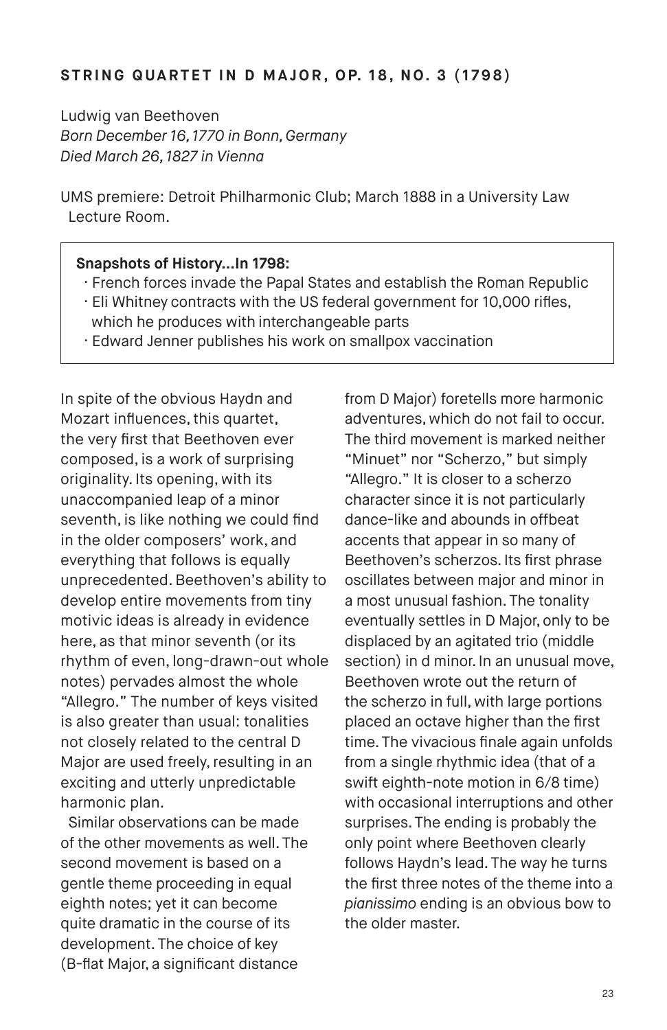## STRING QUARTET IN D MAJOR, OP. 18, NO. 3 (1798)

Ludwig van Beethoven
*Born December 16, 1770 in Bonn, Germany*
*Died March 26, 1827 in Vienna*

UMS premiere: Detroit Philharmonic Club; March 1888 in a University Law Lecture Room.

> **Snapshots of History...In 1798:**
> - French forces invade the Papal States and establish the Roman Republic
> - Eli Whitney contracts with the US federal government for 10,000 rifles, which he produces with interchangeable parts
> - Edward Jenner publishes his work on smallpox vaccination

In spite of the obvious Haydn and Mozart influences, this quartet, the very first that Beethoven ever composed, is a work of surprising originality. Its opening, with its unaccompanied leap of a minor seventh, is like nothing we could find in the older composers' work, and everything that follows is equally unprecedented. Beethoven's ability to develop entire movements from tiny motivic ideas is already in evidence here, as that minor seventh (or its rhythm of even, long-drawn-out whole notes) pervades almost the whole "Allegro." The number of keys visited is also greater than usual: tonalities not closely related to the central D Major are used freely, resulting in an exciting and utterly unpredictable harmonic plan.

Similar observations can be made of the other movements as well. The second movement is based on a gentle theme proceeding in equal eighth notes; yet it can become quite dramatic in the course of its development. The choice of key (B-flat Major, a significant distance from D Major) foretells more harmonic adventures, which do not fail to occur. The third movement is marked neither "Minuet" nor "Scherzo," but simply "Allegro." It is closer to a scherzo character since it is not particularly dance-like and abounds in offbeat accents that appear in so many of Beethoven's scherzos. Its first phrase oscillates between major and minor in a most unusual fashion. The tonality eventually settles in D Major, only to be displaced by an agitated trio (middle section) in d minor. In an unusual move, Beethoven wrote out the return of the scherzo in full, with large portions placed an octave higher than the first time. The vivacious finale again unfolds from a single rhythmic idea (that of a swift eighth-note motion in 6/8 time) with occasional interruptions and other surprises. The ending is probably the only point where Beethoven clearly follows Haydn's lead. The way he turns the first three notes of the theme into a *pianissimo* ending is an obvious bow to the older master.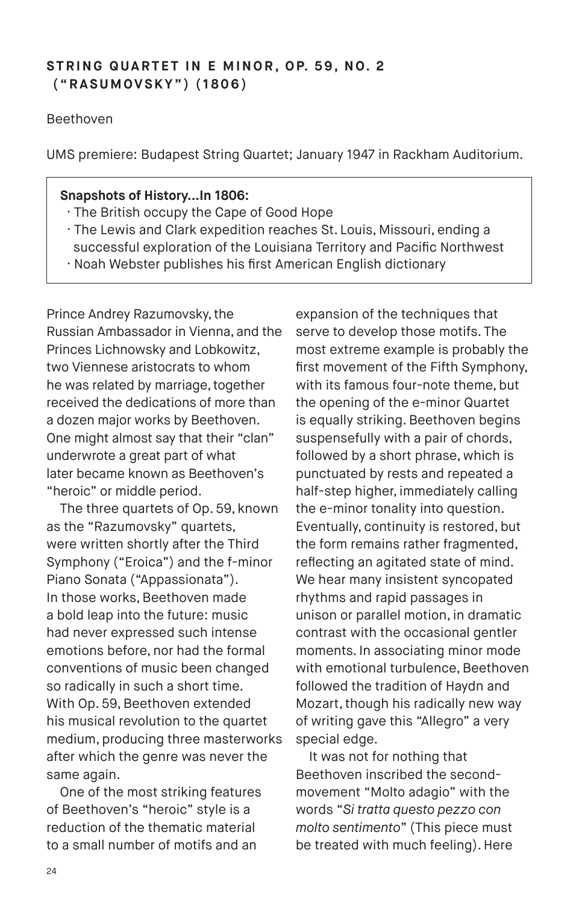## STRING QUARTET IN E MINOR, OP. 59, NO. 2 ("RASUMOVSKY") (1806)

Beethoven

UMS premiere: Budapest String Quartet; January 1947 in Rackham Auditorium.

> **Snapshots of History...In 1806:**
> - The British occupy the Cape of Good Hope
> - The Lewis and Clark expedition reaches St. Louis, Missouri, ending a successful exploration of the Louisiana Territory and Pacific Northwest
> - Noah Webster publishes his first American English dictionary

Prince Andrey Razumovsky, the Russian Ambassador in Vienna, and the Princes Lichnowsky and Lobkowitz, two Viennese aristocrats to whom he was related by marriage, together received the dedications of more than a dozen major works by Beethoven. One might almost say that their "clan" underwrote a great part of what later became known as Beethoven's "heroic" or middle period.

The three quartets of Op. 59, known as the "Razumovsky" quartets, were written shortly after the Third Symphony ("Eroica") and the f-minor Piano Sonata ("Appassionata"). In those works, Beethoven made a bold leap into the future: music had never expressed such intense emotions before, nor had the formal conventions of music been changed so radically in such a short time. With Op. 59, Beethoven extended his musical revolution to the quartet medium, producing three masterworks after which the genre was never the same again.

One of the most striking features of Beethoven's "heroic" style is a reduction of the thematic material to a small number of motifs and an expansion of the techniques that serve to develop those motifs. The most extreme example is probably the first movement of the Fifth Symphony, with its famous four-note theme, but the opening of the e-minor Quartet is equally striking. Beethoven begins suspensefully with a pair of chords, followed by a short phrase, which is punctuated by rests and repeated a half-step higher, immediately calling the e-minor tonality into question. Eventually, continuity is restored, but the form remains rather fragmented, reflecting an agitated state of mind. We hear many insistent syncopated rhythms and rapid passages in unison or parallel motion, in dramatic contrast with the occasional gentler moments. In associating minor mode with emotional turbulence, Beethoven followed the tradition of Haydn and Mozart, though his radically new way of writing gave this "Allegro" a very special edge.

It was not for nothing that Beethoven inscribed the second-movement "Molto adagio" with the words "*Si tratta questo pezzo con molto sentimento*" (This piece must be treated with much feeling). Here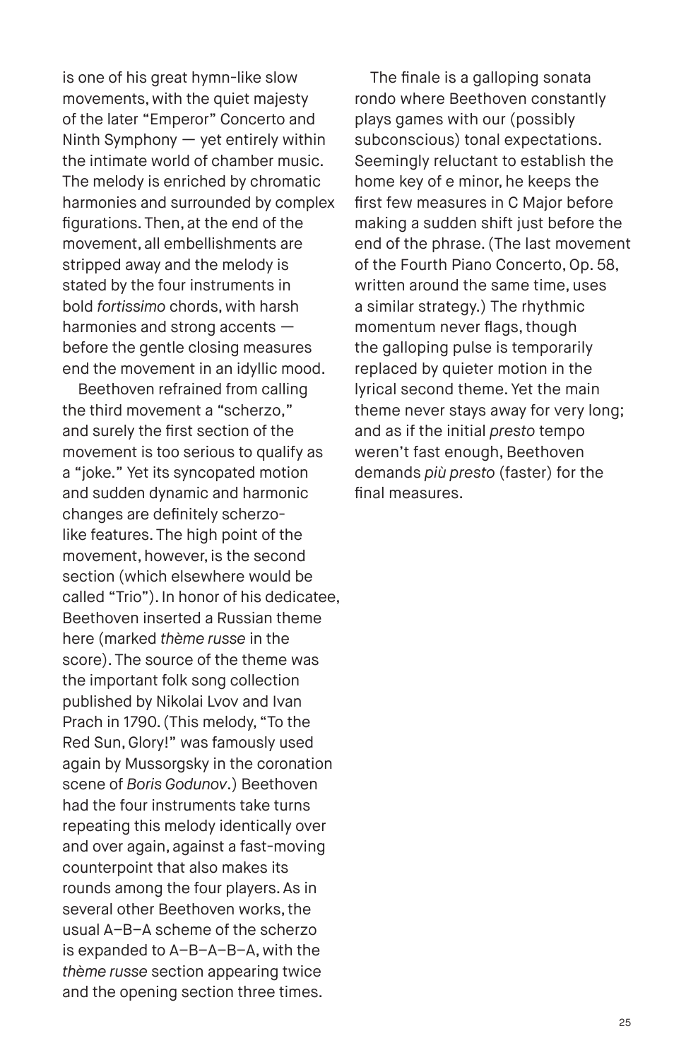is one of his great hymn-like slow movements, with the quiet majesty of the later "Emperor" Concerto and Ninth Symphony — yet entirely within the intimate world of chamber music. The melody is enriched by chromatic harmonies and surrounded by complex figurations. Then, at the end of the movement, all embellishments are stripped away and the melody is stated by the four instruments in bold *fortissimo* chords, with harsh harmonies and strong accents — before the gentle closing measures end the movement in an idyllic mood.

Beethoven refrained from calling the third movement a "scherzo," and surely the first section of the movement is too serious to qualify as a "joke." Yet its syncopated motion and sudden dynamic and harmonic changes are definitely scherzo-like features. The high point of the movement, however, is the second section (which elsewhere would be called "Trio"). In honor of his dedicatee, Beethoven inserted a Russian theme here (marked *thème russe* in the score). The source of the theme was the important folk song collection published by Nikolai Lvov and Ivan Prach in 1790. (This melody, "To the Red Sun, Glory!" was famously used again by Mussorgsky in the coronation scene of *Boris Godunov*.) Beethoven had the four instruments take turns repeating this melody identically over and over again, against a fast-moving counterpoint that also makes its rounds among the four players. As in several other Beethoven works, the usual A–B–A scheme of the scherzo is expanded to A–B–A–B–A, with the *thème russe* section appearing twice and the opening section three times.

The finale is a galloping sonata rondo where Beethoven constantly plays games with our (possibly subconscious) tonal expectations. Seemingly reluctant to establish the home key of e minor, he keeps the first few measures in C Major before making a sudden shift just before the end of the phrase. (The last movement of the Fourth Piano Concerto, Op. 58, written around the same time, uses a similar strategy.) The rhythmic momentum never flags, though the galloping pulse is temporarily replaced by quieter motion in the lyrical second theme. Yet the main theme never stays away for very long; and as if the initial *presto* tempo weren't fast enough, Beethoven demands *più presto* (faster) for the final measures.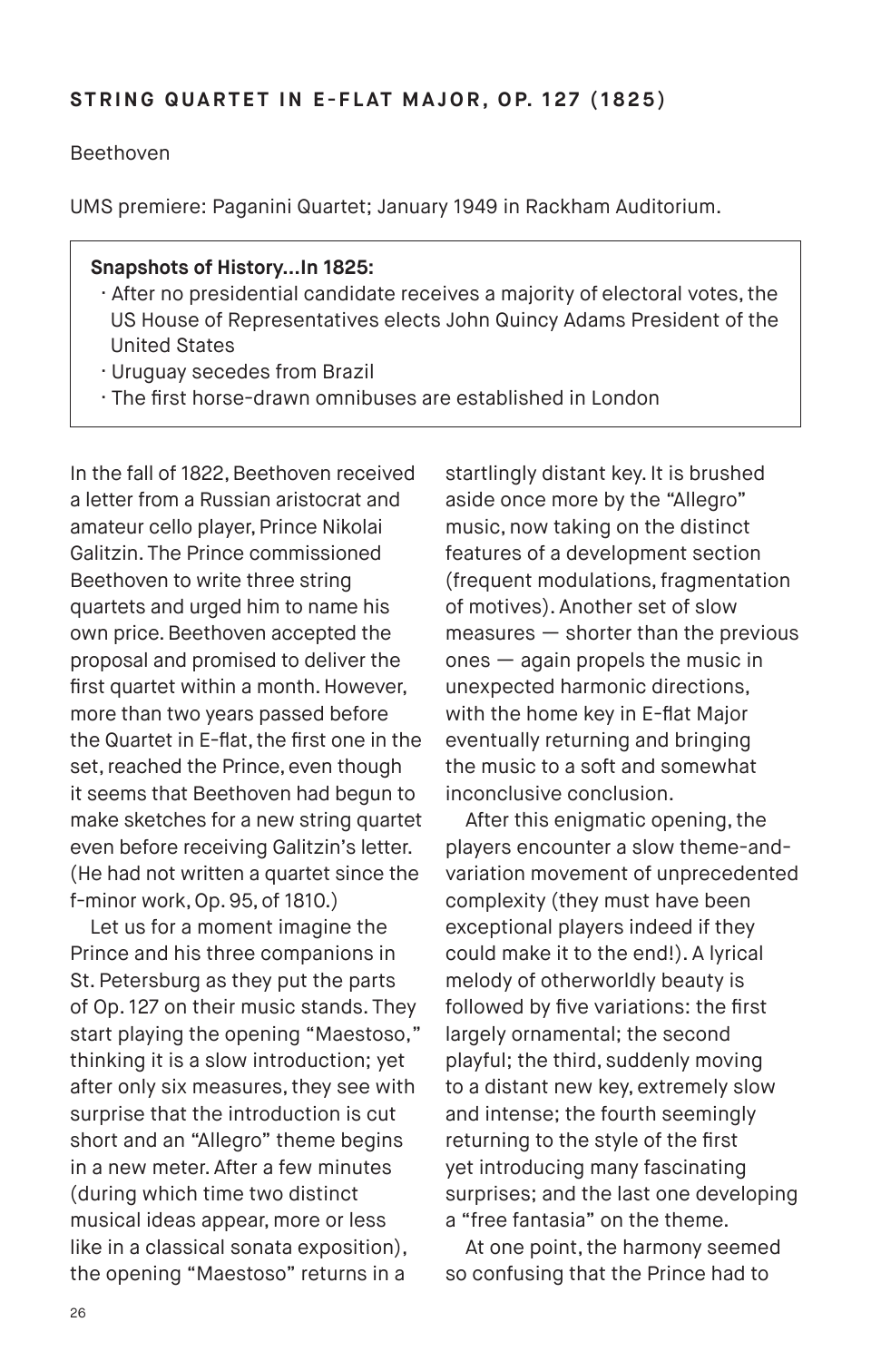## STRING QUARTET IN E-FLAT MAJOR, OP. 127 (1825)

Beethoven

UMS premiere: Paganini Quartet; January 1949 in Rackham Auditorium.

> **Snapshots of History…In 1825:**
> - After no presidential candidate receives a majority of electoral votes, the US House of Representatives elects John Quincy Adams President of the United States
> - Uruguay secedes from Brazil
> - The first horse-drawn omnibuses are established in London

In the fall of 1822, Beethoven received a letter from a Russian aristocrat and amateur cello player, Prince Nikolai Galitzin. The Prince commissioned Beethoven to write three string quartets and urged him to name his own price. Beethoven accepted the proposal and promised to deliver the first quartet within a month. However, more than two years passed before the Quartet in E-flat, the first one in the set, reached the Prince, even though it seems that Beethoven had begun to make sketches for a new string quartet even before receiving Galitzin's letter. (He had not written a quartet since the f-minor work, Op. 95, of 1810.)

Let us for a moment imagine the Prince and his three companions in St. Petersburg as they put the parts of Op. 127 on their music stands. They start playing the opening "Maestoso," thinking it is a slow introduction; yet after only six measures, they see with surprise that the introduction is cut short and an "Allegro" theme begins in a new meter. After a few minutes (during which time two distinct musical ideas appear, more or less like in a classical sonata exposition), the opening "Maestoso" returns in a startlingly distant key. It is brushed aside once more by the "Allegro" music, now taking on the distinct features of a development section (frequent modulations, fragmentation of motives). Another set of slow measures — shorter than the previous ones — again propels the music in unexpected harmonic directions, with the home key in E-flat Major eventually returning and bringing the music to a soft and somewhat inconclusive conclusion.

After this enigmatic opening, the players encounter a slow theme-and-variation movement of unprecedented complexity (they must have been exceptional players indeed if they could make it to the end!). A lyrical melody of otherworldly beauty is followed by five variations: the first largely ornamental; the second playful; the third, suddenly moving to a distant new key, extremely slow and intense; the fourth seemingly returning to the style of the first yet introducing many fascinating surprises; and the last one developing a "free fantasia" on the theme.

At one point, the harmony seemed so confusing that the Prince had to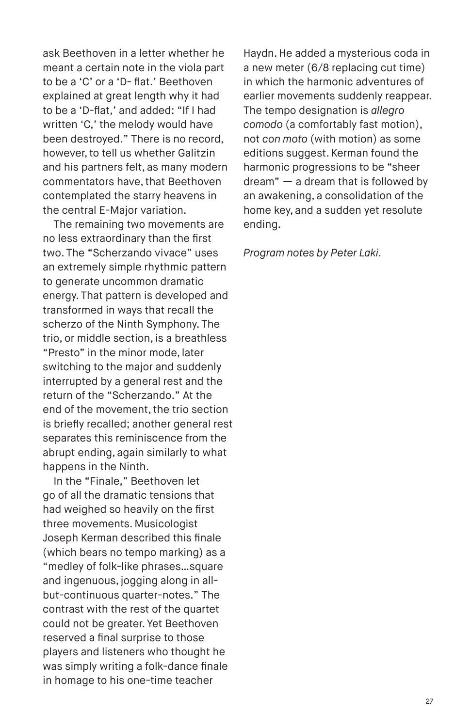ask Beethoven in a letter whether he meant a certain note in the viola part to be a 'C' or a 'D- flat.' Beethoven explained at great length why it had to be a 'D-flat,' and added: "If I had written 'C,' the melody would have been destroyed." There is no record, however, to tell us whether Galitzin and his partners felt, as many modern commentators have, that Beethoven contemplated the starry heavens in the central E-Major variation.

The remaining two movements are no less extraordinary than the first two. The "Scherzando vivace" uses an extremely simple rhythmic pattern to generate uncommon dramatic energy. That pattern is developed and transformed in ways that recall the scherzo of the Ninth Symphony. The trio, or middle section, is a breathless "Presto" in the minor mode, later switching to the major and suddenly interrupted by a general rest and the return of the "Scherzando." At the end of the movement, the trio section is briefly recalled; another general rest separates this reminiscence from the abrupt ending, again similarly to what happens in the Ninth.

In the "Finale," Beethoven let go of all the dramatic tensions that had weighed so heavily on the first three movements. Musicologist Joseph Kerman described this finale (which bears no tempo marking) as a "medley of folk-like phrases…square and ingenuous, jogging along in all-but-continuous quarter-notes." The contrast with the rest of the quartet could not be greater. Yet Beethoven reserved a final surprise to those players and listeners who thought he was simply writing a folk-dance finale in homage to his one-time teacher Haydn. He added a mysterious coda in a new meter (6/8 replacing cut time) in which the harmonic adventures of earlier movements suddenly reappear. The tempo designation is *allegro comodo* (a comfortably fast motion), not *con moto* (with motion) as some editions suggest. Kerman found the harmonic progressions to be "sheer dream" — a dream that is followed by an awakening, a consolidation of the home key, and a sudden yet resolute ending.

*Program notes by Peter Laki.*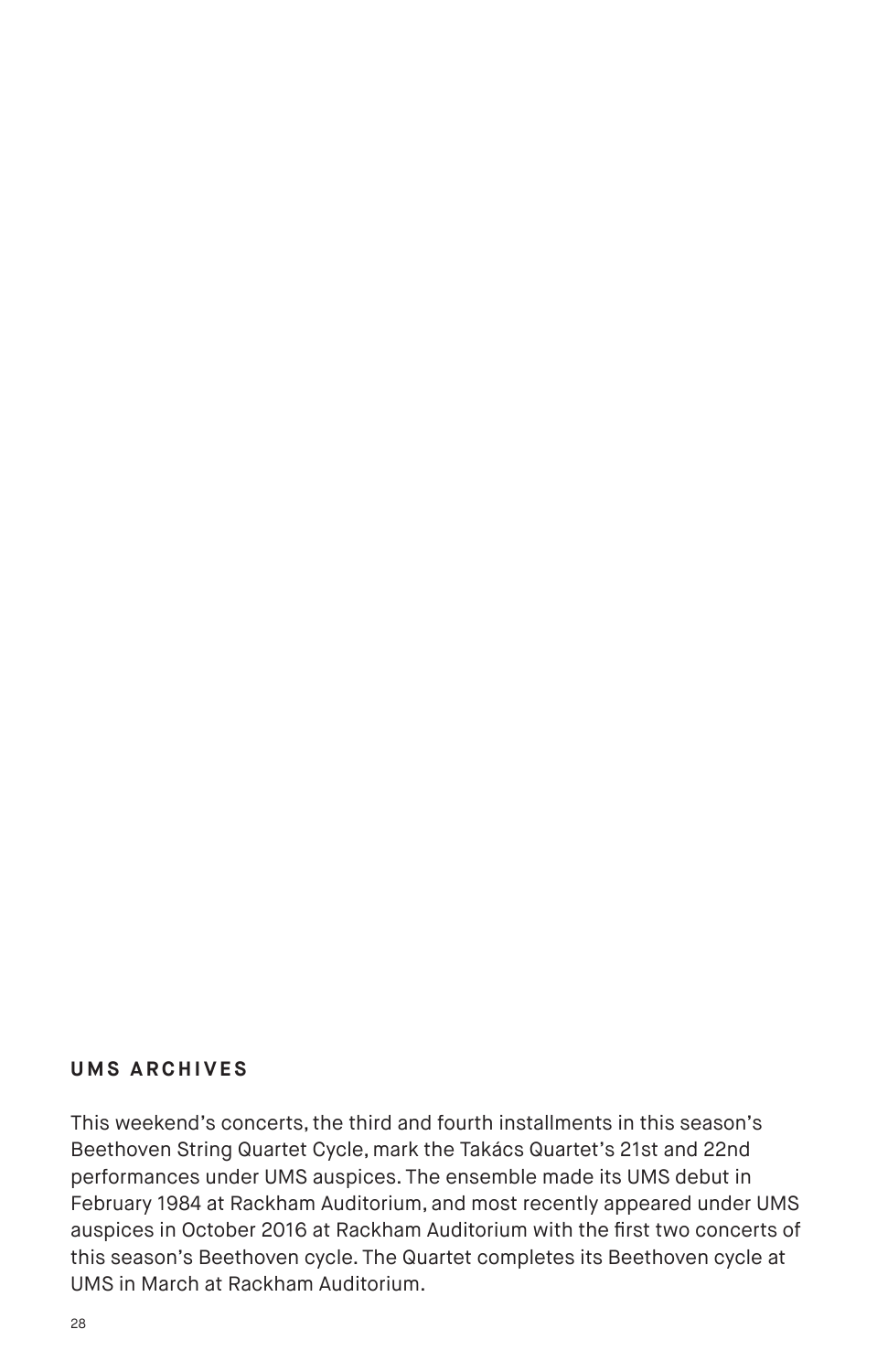## UMS ARCHIVES

This weekend's concerts, the third and fourth installments in this season's Beethoven String Quartet Cycle, mark the Takács Quartet's 21st and 22nd performances under UMS auspices. The ensemble made its UMS debut in February 1984 at Rackham Auditorium, and most recently appeared under UMS auspices in October 2016 at Rackham Auditorium with the first two concerts of this season's Beethoven cycle. The Quartet completes its Beethoven cycle at UMS in March at Rackham Auditorium.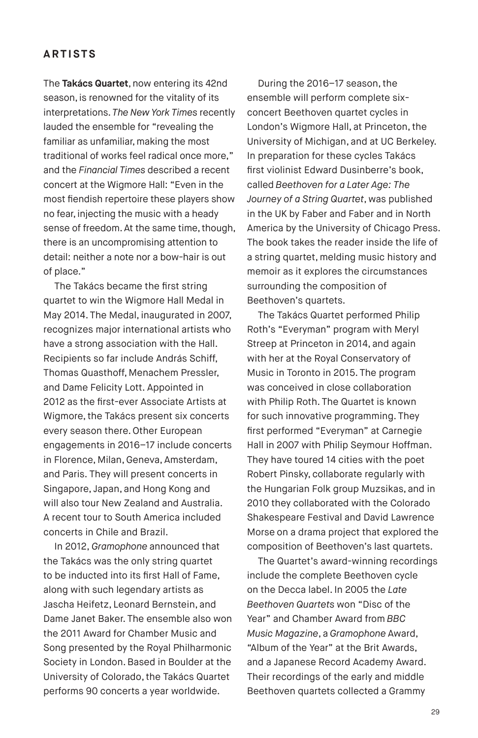## ARTISTS

The **Takács Quartet**, now entering its 42nd season, is renowned for the vitality of its interpretations. *The New York Times* recently lauded the ensemble for "revealing the familiar as unfamiliar, making the most traditional of works feel radical once more," and the *Financial Times* described a recent concert at the Wigmore Hall: "Even in the most fiendish repertoire these players show no fear, injecting the music with a heady sense of freedom. At the same time, though, there is an uncompromising attention to detail: neither a note nor a bow-hair is out of place."

The Takács became the first string quartet to win the Wigmore Hall Medal in May 2014. The Medal, inaugurated in 2007, recognizes major international artists who have a strong association with the Hall. Recipients so far include András Schiff, Thomas Quasthoff, Menachem Pressler, and Dame Felicity Lott. Appointed in 2012 as the first-ever Associate Artists at Wigmore, the Takács present six concerts every season there. Other European engagements in 2016–17 include concerts in Florence, Milan, Geneva, Amsterdam, and Paris. They will present concerts in Singapore, Japan, and Hong Kong and will also tour New Zealand and Australia. A recent tour to South America included concerts in Chile and Brazil.

In 2012, *Gramophone* announced that the Takács was the only string quartet to be inducted into its first Hall of Fame, along with such legendary artists as Jascha Heifetz, Leonard Bernstein, and Dame Janet Baker. The ensemble also won the 2011 Award for Chamber Music and Song presented by the Royal Philharmonic Society in London. Based in Boulder at the University of Colorado, the Takács Quartet performs 90 concerts a year worldwide.

During the 2016–17 season, the ensemble will perform complete six-concert Beethoven quartet cycles in London's Wigmore Hall, at Princeton, the University of Michigan, and at UC Berkeley. In preparation for these cycles Takács first violinist Edward Dusinberre's book, called *Beethoven for a Later Age: The Journey of a String Quartet*, was published in the UK by Faber and Faber and in North America by the University of Chicago Press. The book takes the reader inside the life of a string quartet, melding music history and memoir as it explores the circumstances surrounding the composition of Beethoven's quartets.

The Takács Quartet performed Philip Roth's "Everyman" program with Meryl Streep at Princeton in 2014, and again with her at the Royal Conservatory of Music in Toronto in 2015. The program was conceived in close collaboration with Philip Roth. The Quartet is known for such innovative programming. They first performed "Everyman" at Carnegie Hall in 2007 with Philip Seymour Hoffman. They have toured 14 cities with the poet Robert Pinsky, collaborate regularly with the Hungarian Folk group Muzsikas, and in 2010 they collaborated with the Colorado Shakespeare Festival and David Lawrence Morse on a drama project that explored the composition of Beethoven's last quartets.

The Quartet's award-winning recordings include the complete Beethoven cycle on the Decca label. In 2005 the *Late Beethoven Quartets* won "Disc of the Year" and Chamber Award from *BBC Music Magazine*, a *Gramophone* Award, "Album of the Year" at the Brit Awards, and a Japanese Record Academy Award. Their recordings of the early and middle Beethoven quartets collected a Grammy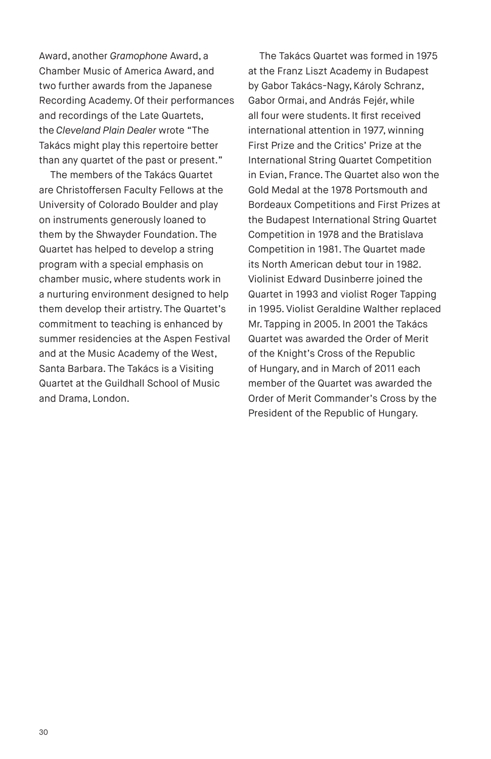Award, another *Gramophone* Award, a Chamber Music of America Award, and two further awards from the Japanese Recording Academy. Of their performances and recordings of the Late Quartets, the *Cleveland Plain Dealer* wrote "The Takács might play this repertoire better than any quartet of the past or present."

The members of the Takács Quartet are Christoffersen Faculty Fellows at the University of Colorado Boulder and play on instruments generously loaned to them by the Shwayder Foundation. The Quartet has helped to develop a string program with a special emphasis on chamber music, where students work in a nurturing environment designed to help them develop their artistry. The Quartet's commitment to teaching is enhanced by summer residencies at the Aspen Festival and at the Music Academy of the West, Santa Barbara. The Takács is a Visiting Quartet at the Guildhall School of Music and Drama, London.

The Takács Quartet was formed in 1975 at the Franz Liszt Academy in Budapest by Gabor Takács-Nagy, Károly Schranz, Gabor Ormai, and András Fejér, while all four were students. It first received international attention in 1977, winning First Prize and the Critics' Prize at the International String Quartet Competition in Evian, France. The Quartet also won the Gold Medal at the 1978 Portsmouth and Bordeaux Competitions and First Prizes at the Budapest International String Quartet Competition in 1978 and the Bratislava Competition in 1981. The Quartet made its North American debut tour in 1982. Violinist Edward Dusinberre joined the Quartet in 1993 and violist Roger Tapping in 1995. Violist Geraldine Walther replaced Mr. Tapping in 2005. In 2001 the Takács Quartet was awarded the Order of Merit of the Knight's Cross of the Republic of Hungary, and in March of 2011 each member of the Quartet was awarded the Order of Merit Commander's Cross by the President of the Republic of Hungary.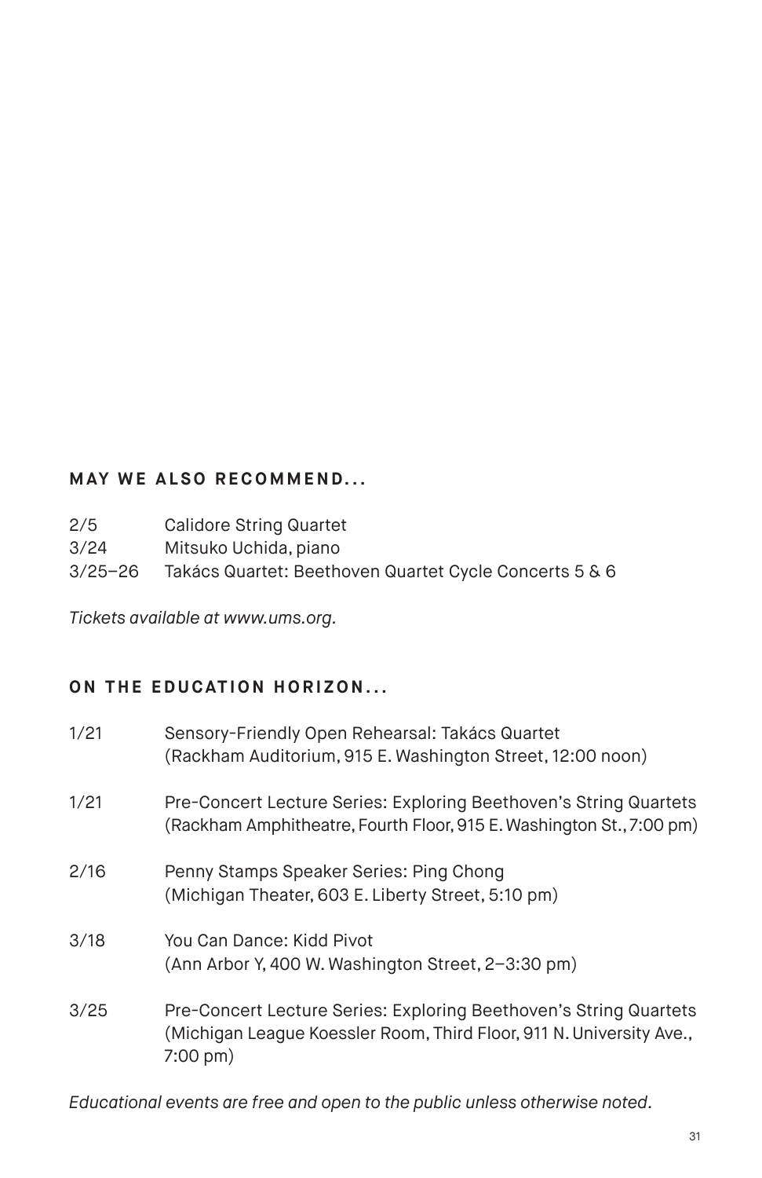## MAY WE ALSO RECOMMEND...

| | |
|---|---|
| 2/5 | Calidore String Quartet |
| 3/24 | Mitsuko Uchida, piano |
| 3/25–26 | Takács Quartet: Beethoven Quartet Cycle Concerts 5 & 6 |

*Tickets available at www.ums.org.*

## ON THE EDUCATION HORIZON...

| | |
|---|---|
| 1/21 | Sensory-Friendly Open Rehearsal: Takács Quartet (Rackham Auditorium, 915 E. Washington Street, 12:00 noon) |
| 1/21 | Pre-Concert Lecture Series: Exploring Beethoven's String Quartets (Rackham Amphitheatre, Fourth Floor, 915 E. Washington St., 7:00 pm) |
| 2/16 | Penny Stamps Speaker Series: Ping Chong (Michigan Theater, 603 E. Liberty Street, 5:10 pm) |
| 3/18 | You Can Dance: Kidd Pivot (Ann Arbor Y, 400 W. Washington Street, 2–3:30 pm) |
| 3/25 | Pre-Concert Lecture Series: Exploring Beethoven's String Quartets (Michigan League Koessler Room, Third Floor, 911 N. University Ave., 7:00 pm) |

*Educational events are free and open to the public unless otherwise noted.*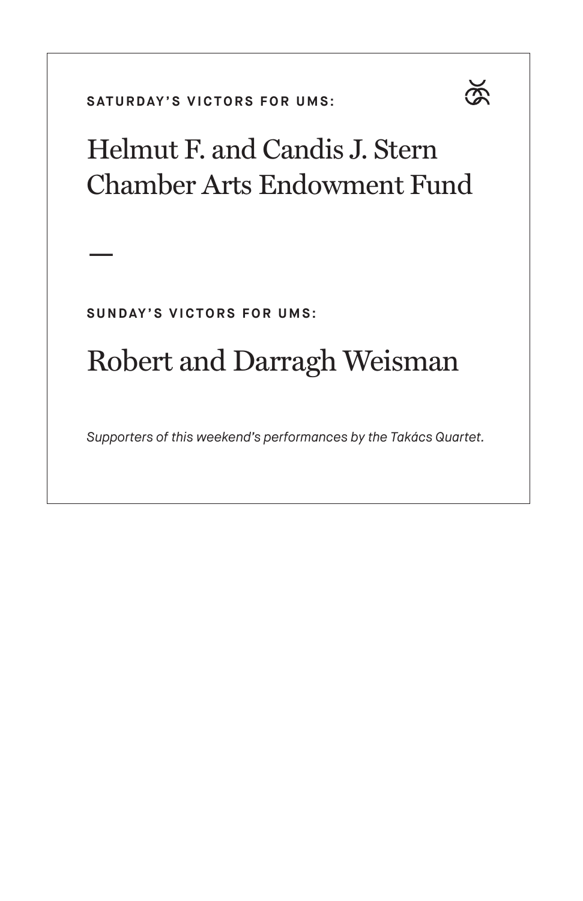**SATURDAY'S VICTORS FOR UMS:**

## Helmut F. and Candis J. Stern Chamber Arts Endowment Fund

—

**SUNDAY'S VICTORS FOR UMS:**

## Robert and Darragh Weisman

*Supporters of this weekend's performances by the Takács Quartet.*